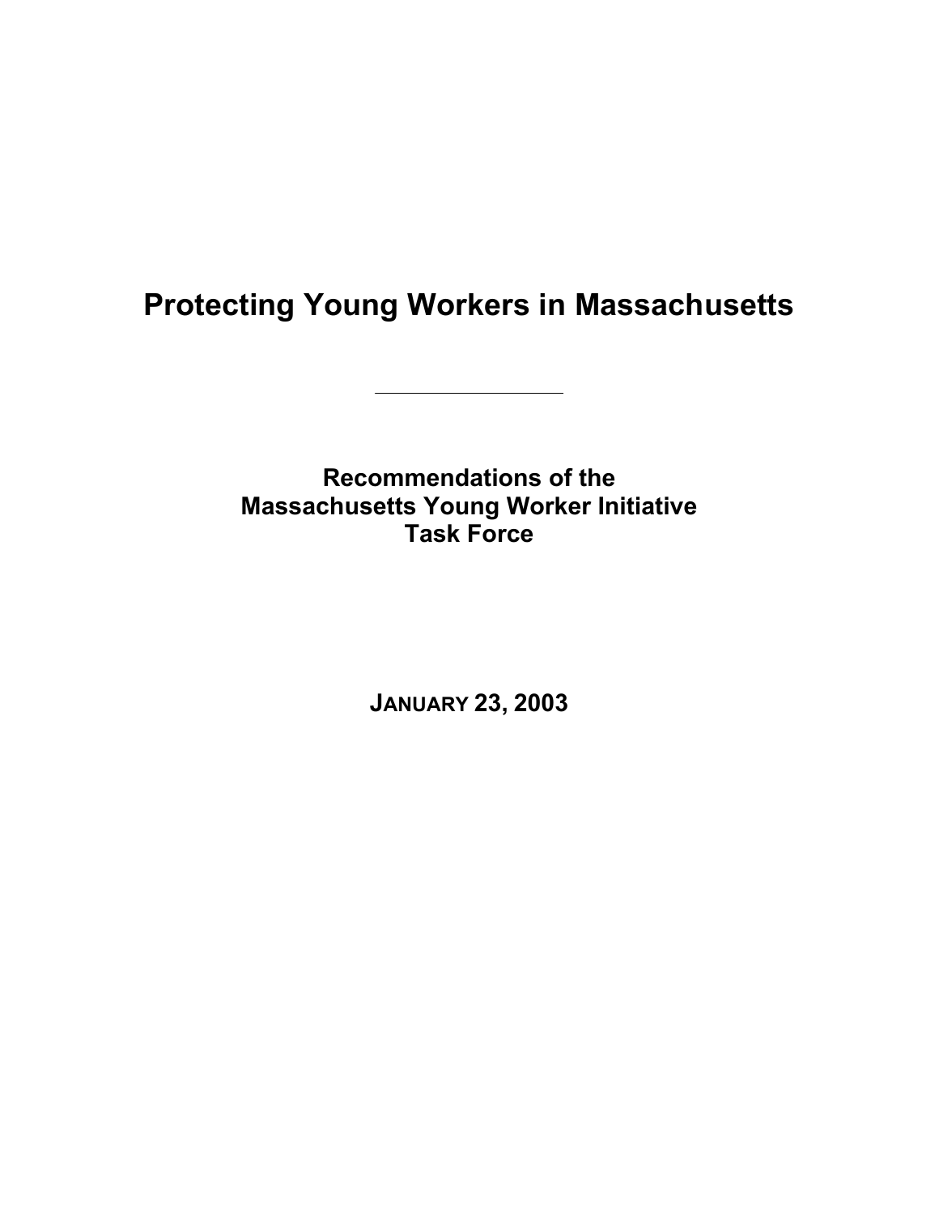# Protecting Young Workers in Massachusetts

---

## Recommendations of the Massachusetts Young Worker Initiative Task Force

**JANUARY 23, 2003**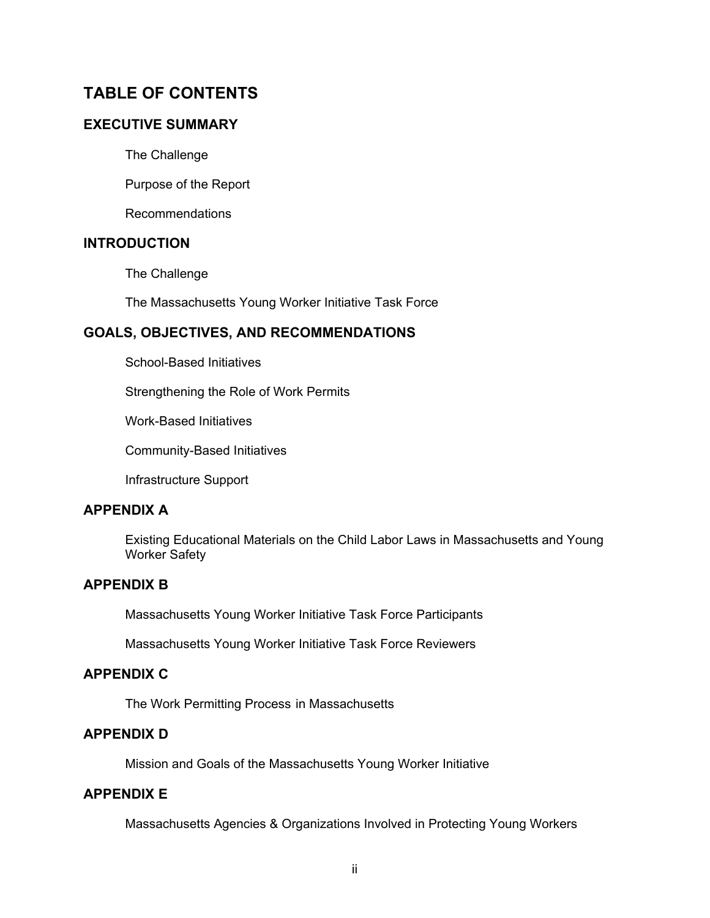# TABLE OF CONTENTS

## EXECUTIVE SUMMARY

The Challenge

Purpose of the Report

Recommendations

## INTRODUCTION

The Challenge

The Massachusetts Young Worker Initiative Task Force

## GOALS, OBJECTIVES, AND RECOMMENDATIONS

School-Based Initiatives

Strengthening the Role of Work Permits

Work-Based Initiatives

Community-Based Initiatives

Infrastructure Support

## APPENDIX A

Existing Educational Materials on the Child Labor Laws in Massachusetts and Young Worker Safety

## APPENDIX B

Massachusetts Young Worker Initiative Task Force Participants

Massachusetts Young Worker Initiative Task Force Reviewers

## APPENDIX C

The Work Permitting Process in Massachusetts

## APPENDIX D

Mission and Goals of the Massachusetts Young Worker Initiative

## APPENDIX E

Massachusetts Agencies & Organizations Involved in Protecting Young Workers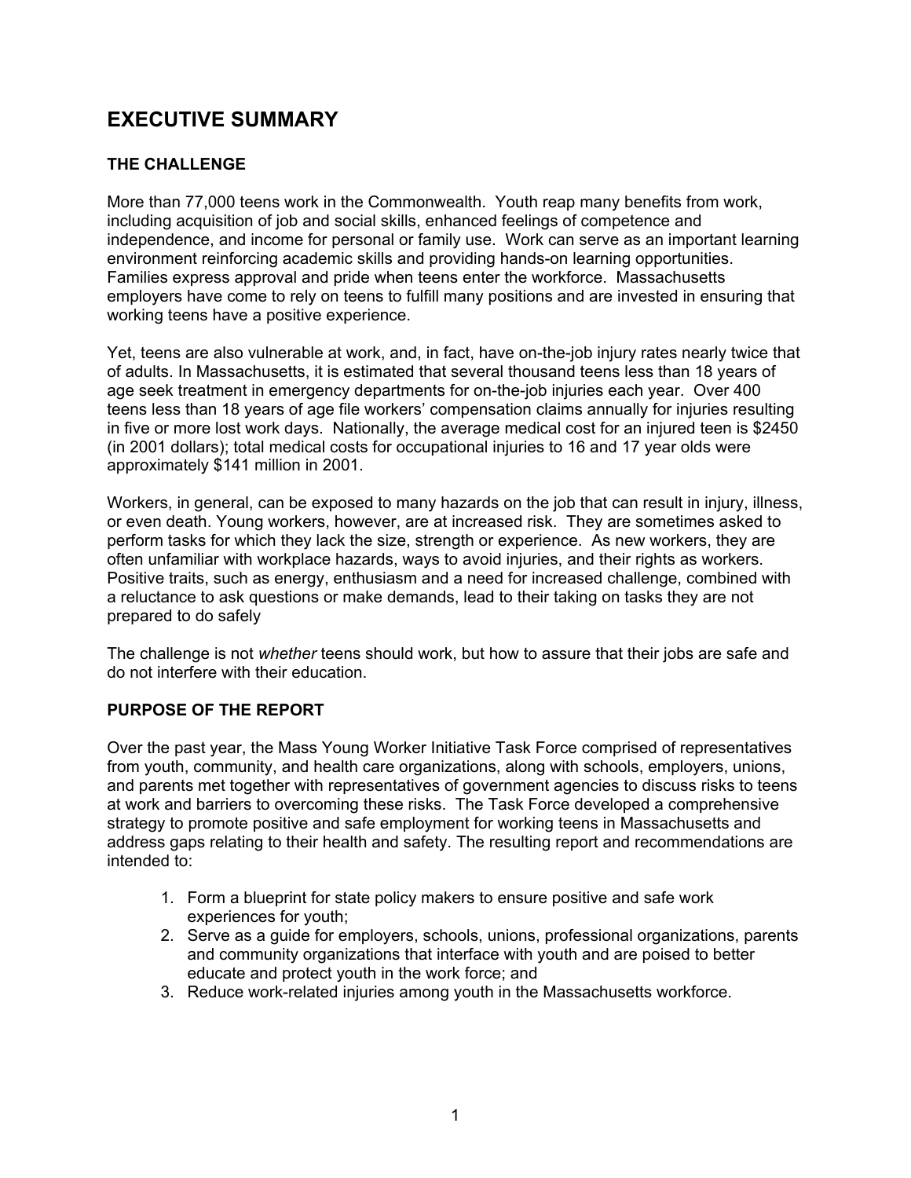# EXECUTIVE SUMMARY

## THE CHALLENGE

More than 77,000 teens work in the Commonwealth. Youth reap many benefits from work, including acquisition of job and social skills, enhanced feelings of competence and independence, and income for personal or family use. Work can serve as an important learning environment reinforcing academic skills and providing hands-on learning opportunities. Families express approval and pride when teens enter the workforce. Massachusetts employers have come to rely on teens to fulfill many positions and are invested in ensuring that working teens have a positive experience.

Yet, teens are also vulnerable at work, and, in fact, have on-the-job injury rates nearly twice that of adults. In Massachusetts, it is estimated that several thousand teens less than 18 years of age seek treatment in emergency departments for on-the-job injuries each year. Over 400 teens less than 18 years of age file workers' compensation claims annually for injuries resulting in five or more lost work days. Nationally, the average medical cost for an injured teen is $2450 (in 2001 dollars); total medical costs for occupational injuries to 16 and 17 year olds were approximately $141 million in 2001.

Workers, in general, can be exposed to many hazards on the job that can result in injury, illness, or even death. Young workers, however, are at increased risk. They are sometimes asked to perform tasks for which they lack the size, strength or experience. As new workers, they are often unfamiliar with workplace hazards, ways to avoid injuries, and their rights as workers. Positive traits, such as energy, enthusiasm and a need for increased challenge, combined with a reluctance to ask questions or make demands, lead to their taking on tasks they are not prepared to do safely

The challenge is not *whether* teens should work, but how to assure that their jobs are safe and do not interfere with their education.

## PURPOSE OF THE REPORT

Over the past year, the Mass Young Worker Initiative Task Force comprised of representatives from youth, community, and health care organizations, along with schools, employers, unions, and parents met together with representatives of government agencies to discuss risks to teens at work and barriers to overcoming these risks. The Task Force developed a comprehensive strategy to promote positive and safe employment for working teens in Massachusetts and address gaps relating to their health and safety. The resulting report and recommendations are intended to:

1. Form a blueprint for state policy makers to ensure positive and safe work experiences for youth;
2. Serve as a guide for employers, schools, unions, professional organizations, parents and community organizations that interface with youth and are poised to better educate and protect youth in the work force; and
3. Reduce work-related injuries among youth in the Massachusetts workforce.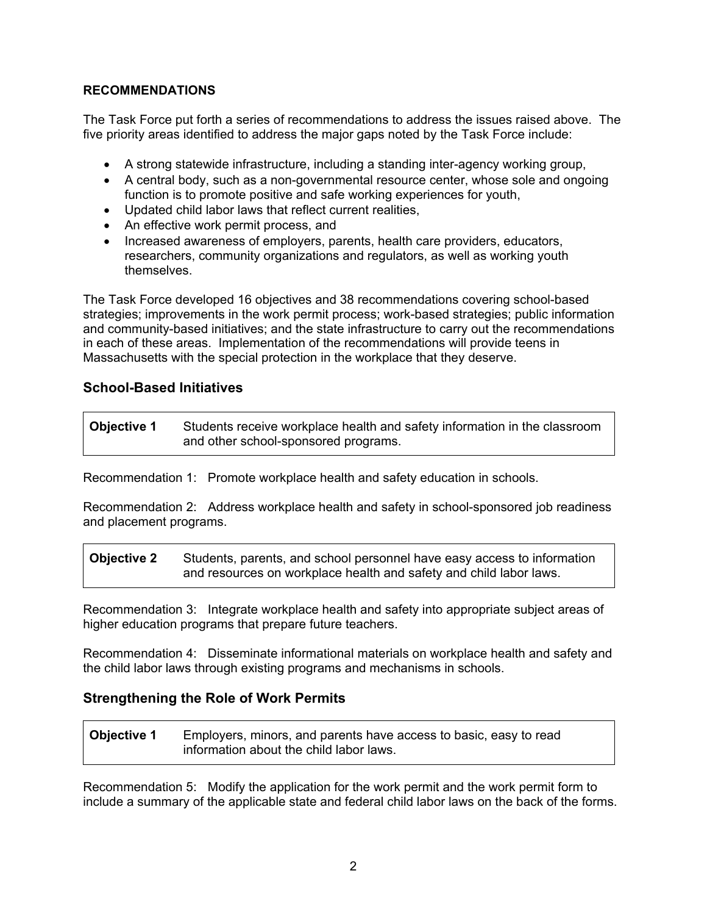**RECOMMENDATIONS**

The Task Force put forth a series of recommendations to address the issues raised above. The five priority areas identified to address the major gaps noted by the Task Force include:

- A strong statewide infrastructure, including a standing inter-agency working group,
- A central body, such as a non-governmental resource center, whose sole and ongoing function is to promote positive and safe working experiences for youth,
- Updated child labor laws that reflect current realities,
- An effective work permit process, and
- Increased awareness of employers, parents, health care providers, educators, researchers, community organizations and regulators, as well as working youth themselves.

The Task Force developed 16 objectives and 38 recommendations covering school-based strategies; improvements in the work permit process; work-based strategies; public information and community-based initiatives; and the state infrastructure to carry out the recommendations in each of these areas. Implementation of the recommendations will provide teens in Massachusetts with the special protection in the workplace that they deserve.

## School-Based Initiatives

| **Objective 1** | Students receive workplace health and safety information in the classroom and other school-sponsored programs. |
|---|---|

Recommendation 1: Promote workplace health and safety education in schools.

Recommendation 2: Address workplace health and safety in school-sponsored job readiness and placement programs.

| **Objective 2** | Students, parents, and school personnel have easy access to information and resources on workplace health and safety and child labor laws. |
|---|---|

Recommendation 3: Integrate workplace health and safety into appropriate subject areas of higher education programs that prepare future teachers.

Recommendation 4: Disseminate informational materials on workplace health and safety and the child labor laws through existing programs and mechanisms in schools.

## Strengthening the Role of Work Permits

| **Objective 1** | Employers, minors, and parents have access to basic, easy to read information about the child labor laws. |
|---|---|

Recommendation 5: Modify the application for the work permit and the work permit form to include a summary of the applicable state and federal child labor laws on the back of the forms.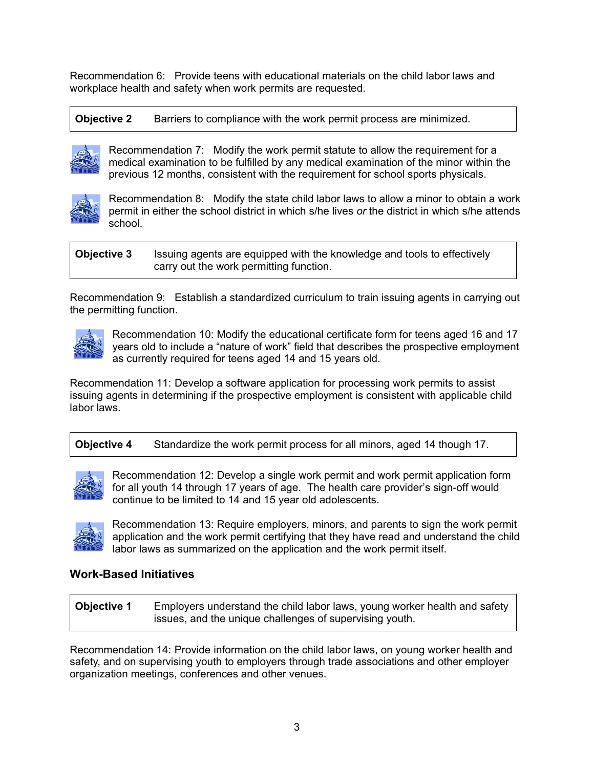Recommendation 6: Provide teens with educational materials on the child labor laws and workplace health and safety when work permits are requested.

| **Objective 2** | Barriers to compliance with the work permit process are minimized. |
|---|---|

Recommendation 7: Modify the work permit statute to allow the requirement for a medical examination to be fulfilled by any medical examination of the minor within the previous 12 months, consistent with the requirement for school sports physicals.

Recommendation 8: Modify the state child labor laws to allow a minor to obtain a work permit in either the school district in which s/he lives *or* the district in which s/he attends school.

| **Objective 3** | Issuing agents are equipped with the knowledge and tools to effectively carry out the work permitting function. |
|---|---|

Recommendation 9: Establish a standardized curriculum to train issuing agents in carrying out the permitting function.

Recommendation 10: Modify the educational certificate form for teens aged 16 and 17 years old to include a "nature of work" field that describes the prospective employment as currently required for teens aged 14 and 15 years old.

Recommendation 11: Develop a software application for processing work permits to assist issuing agents in determining if the prospective employment is consistent with applicable child labor laws.

| **Objective 4** | Standardize the work permit process for all minors, aged 14 though 17. |
|---|---|

Recommendation 12: Develop a single work permit and work permit application form for all youth 14 through 17 years of age. The health care provider's sign-off would continue to be limited to 14 and 15 year old adolescents.

Recommendation 13: Require employers, minors, and parents to sign the work permit application and the work permit certifying that they have read and understand the child labor laws as summarized on the application and the work permit itself.

### Work-Based Initiatives

| **Objective 1** | Employers understand the child labor laws, young worker health and safety issues, and the unique challenges of supervising youth. |
|---|---|

Recommendation 14: Provide information on the child labor laws, on young worker health and safety, and on supervising youth to employers through trade associations and other employer organization meetings, conferences and other venues.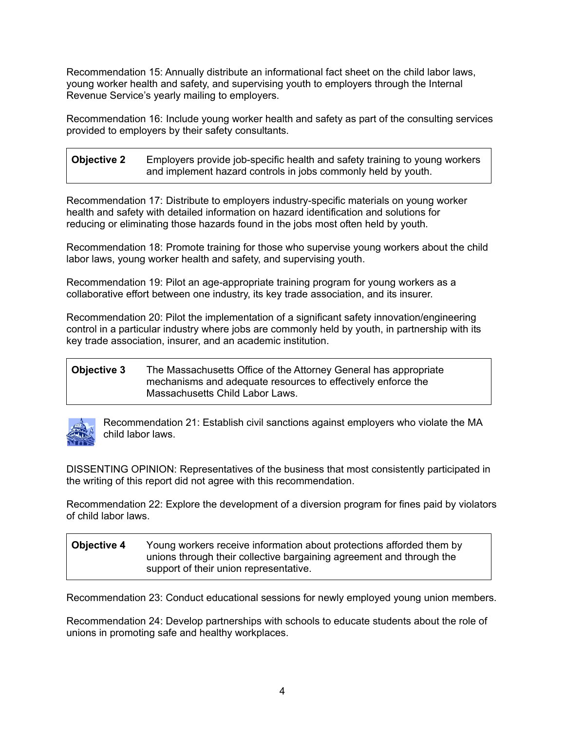Recommendation 15: Annually distribute an informational fact sheet on the child labor laws, young worker health and safety, and supervising youth to employers through the Internal Revenue Service's yearly mailing to employers.

Recommendation 16: Include young worker health and safety as part of the consulting services provided to employers by their safety consultants.

| **Objective 2** | Employers provide job-specific health and safety training to young workers and implement hazard controls in jobs commonly held by youth. |
|---|---|

Recommendation 17: Distribute to employers industry-specific materials on young worker health and safety with detailed information on hazard identification and solutions for reducing or eliminating those hazards found in the jobs most often held by youth.

Recommendation 18: Promote training for those who supervise young workers about the child labor laws, young worker health and safety, and supervising youth.

Recommendation 19: Pilot an age-appropriate training program for young workers as a collaborative effort between one industry, its key trade association, and its insurer.

Recommendation 20: Pilot the implementation of a significant safety innovation/engineering control in a particular industry where jobs are commonly held by youth, in partnership with its key trade association, insurer, and an academic institution.

| **Objective 3** | The Massachusetts Office of the Attorney General has appropriate mechanisms and adequate resources to effectively enforce the Massachusetts Child Labor Laws. |
|---|---|

Recommendation 21: Establish civil sanctions against employers who violate the MA child labor laws.

DISSENTING OPINION: Representatives of the business that most consistently participated in the writing of this report did not agree with this recommendation.

Recommendation 22: Explore the development of a diversion program for fines paid by violators of child labor laws.

| **Objective 4** | Young workers receive information about protections afforded them by unions through their collective bargaining agreement and through the support of their union representative. |
|---|---|

Recommendation 23: Conduct educational sessions for newly employed young union members.

Recommendation 24: Develop partnerships with schools to educate students about the role of unions in promoting safe and healthy workplaces.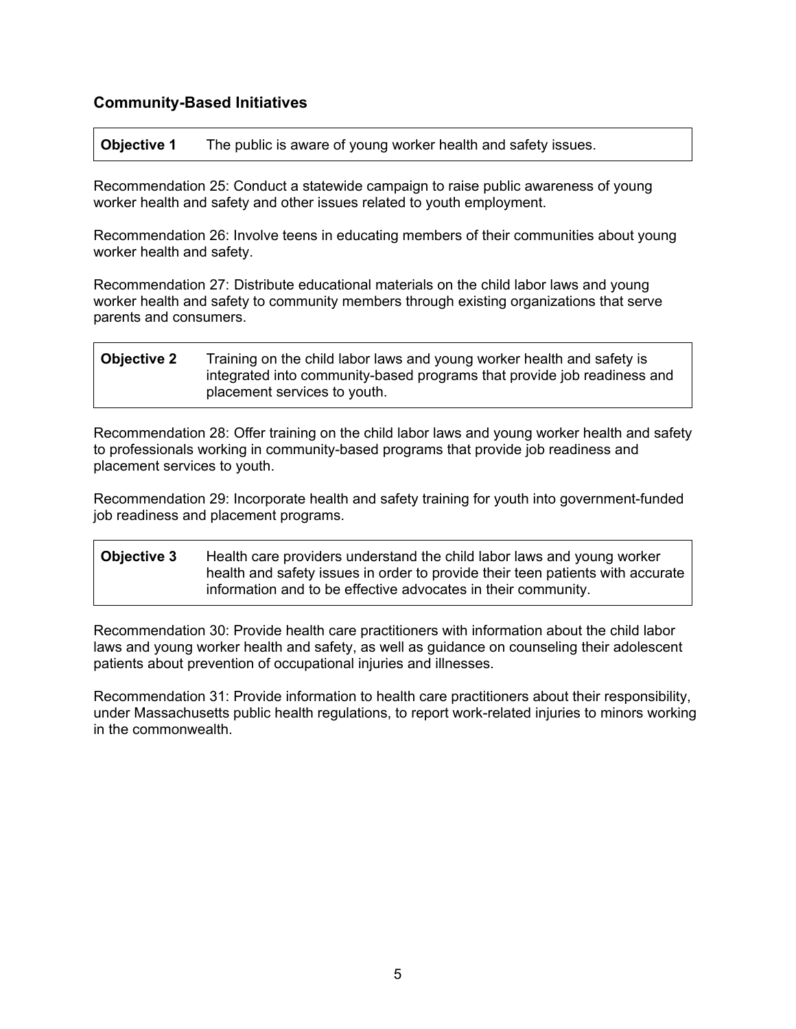### Community-Based Initiatives

| **Objective 1** | The public is aware of young worker health and safety issues. |
| --- | --- |

Recommendation 25: Conduct a statewide campaign to raise public awareness of young worker health and safety and other issues related to youth employment.

Recommendation 26: Involve teens in educating members of their communities about young worker health and safety.

Recommendation 27: Distribute educational materials on the child labor laws and young worker health and safety to community members through existing organizations that serve parents and consumers.

| **Objective 2** | Training on the child labor laws and young worker health and safety is integrated into community-based programs that provide job readiness and placement services to youth. |
| --- | --- |

Recommendation 28: Offer training on the child labor laws and young worker health and safety to professionals working in community-based programs that provide job readiness and placement services to youth.

Recommendation 29: Incorporate health and safety training for youth into government-funded job readiness and placement programs.

| **Objective 3** | Health care providers understand the child labor laws and young worker health and safety issues in order to provide their teen patients with accurate information and to be effective advocates in their community. |
| --- | --- |

Recommendation 30: Provide health care practitioners with information about the child labor laws and young worker health and safety, as well as guidance on counseling their adolescent patients about prevention of occupational injuries and illnesses.

Recommendation 31: Provide information to health care practitioners about their responsibility, under Massachusetts public health regulations, to report work-related injuries to minors working in the commonwealth.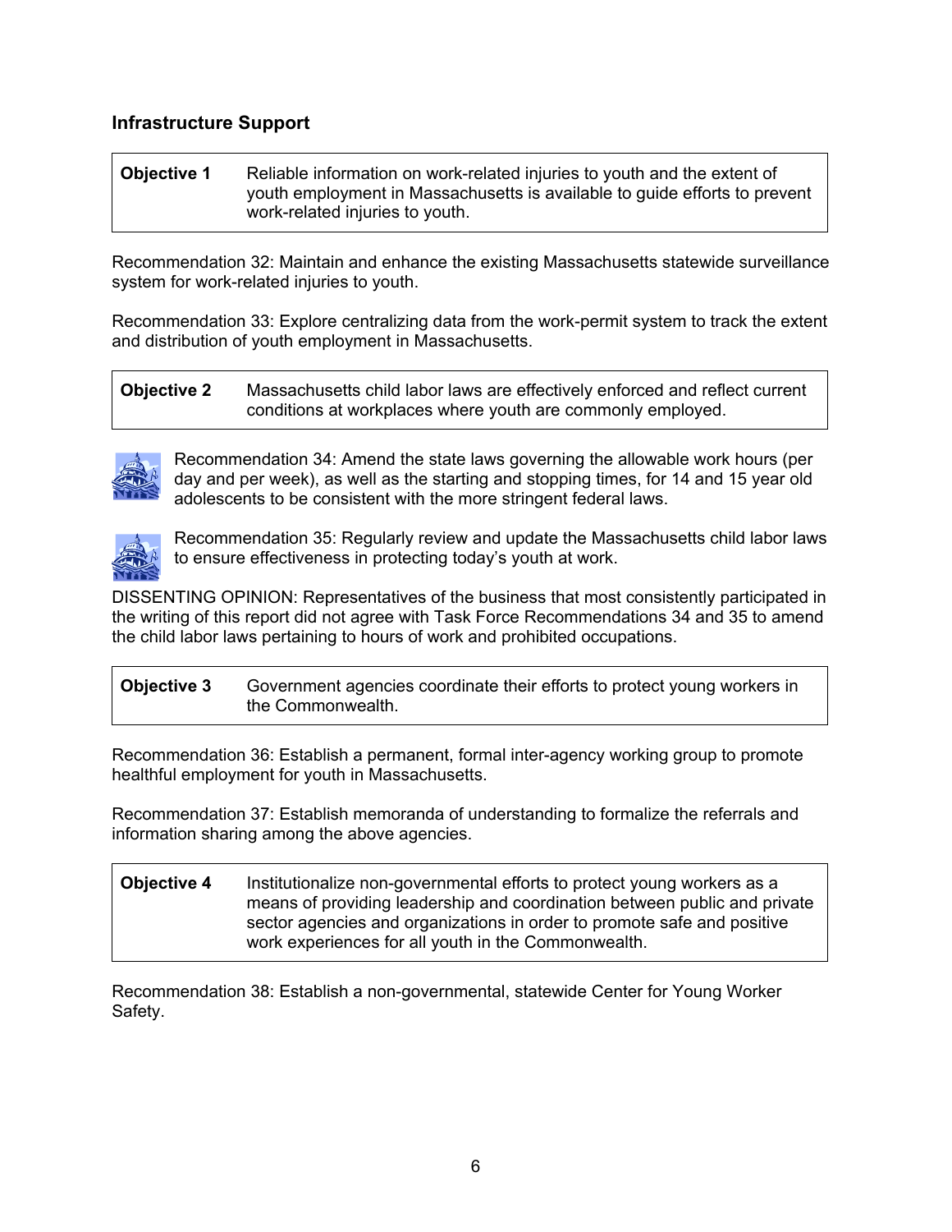## Infrastructure Support

| **Objective 1** | Reliable information on work-related injuries to youth and the extent of youth employment in Massachusetts is available to guide efforts to prevent work-related injuries to youth. |
|---|---|

Recommendation 32: Maintain and enhance the existing Massachusetts statewide surveillance system for work-related injuries to youth.

Recommendation 33: Explore centralizing data from the work-permit system to track the extent and distribution of youth employment in Massachusetts.

| **Objective 2** | Massachusetts child labor laws are effectively enforced and reflect current conditions at workplaces where youth are commonly employed. |
|---|---|

Recommendation 34: Amend the state laws governing the allowable work hours (per day and per week), as well as the starting and stopping times, for 14 and 15 year old adolescents to be consistent with the more stringent federal laws.

Recommendation 35: Regularly review and update the Massachusetts child labor laws to ensure effectiveness in protecting today's youth at work.

DISSENTING OPINION: Representatives of the business that most consistently participated in the writing of this report did not agree with Task Force Recommendations 34 and 35 to amend the child labor laws pertaining to hours of work and prohibited occupations.

| **Objective 3** | Government agencies coordinate their efforts to protect young workers in the Commonwealth. |
|---|---|

Recommendation 36: Establish a permanent, formal inter-agency working group to promote healthful employment for youth in Massachusetts.

Recommendation 37: Establish memoranda of understanding to formalize the referrals and information sharing among the above agencies.

| **Objective 4** | Institutionalize non-governmental efforts to protect young workers as a means of providing leadership and coordination between public and private sector agencies and organizations in order to promote safe and positive work experiences for all youth in the Commonwealth. |
|---|---|

Recommendation 38: Establish a non-governmental, statewide Center for Young Worker Safety.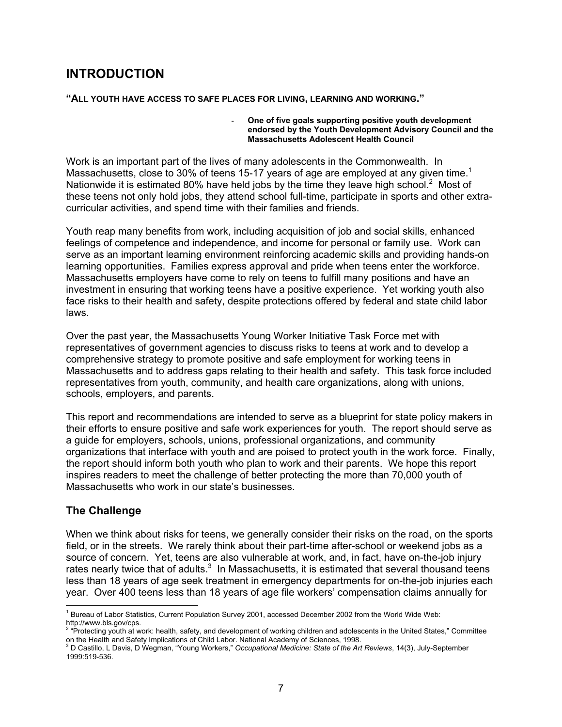# INTRODUCTION

**"ALL YOUTH HAVE ACCESS TO SAFE PLACES FOR LIVING, LEARNING AND WORKING."**

> - **One of five goals supporting positive youth development endorsed by the Youth Development Advisory Council and the Massachusetts Adolescent Health Council**

Work is an important part of the lives of many adolescents in the Commonwealth. In Massachusetts, close to 30% of teens 15-17 years of age are employed at any given time.[1] Nationwide it is estimated 80% have held jobs by the time they leave high school.[2] Most of these teens not only hold jobs, they attend school full-time, participate in sports and other extra-curricular activities, and spend time with their families and friends.

Youth reap many benefits from work, including acquisition of job and social skills, enhanced feelings of competence and independence, and income for personal or family use. Work can serve as an important learning environment reinforcing academic skills and providing hands-on learning opportunities. Families express approval and pride when teens enter the workforce. Massachusetts employers have come to rely on teens to fulfill many positions and have an investment in ensuring that working teens have a positive experience. Yet working youth also face risks to their health and safety, despite protections offered by federal and state child labor laws.

Over the past year, the Massachusetts Young Worker Initiative Task Force met with representatives of government agencies to discuss risks to teens at work and to develop a comprehensive strategy to promote positive and safe employment for working teens in Massachusetts and to address gaps relating to their health and safety. This task force included representatives from youth, community, and health care organizations, along with unions, schools, employers, and parents.

This report and recommendations are intended to serve as a blueprint for state policy makers in their efforts to ensure positive and safe work experiences for youth. The report should serve as a guide for employers, schools, unions, professional organizations, and community organizations that interface with youth and are poised to protect youth in the work force. Finally, the report should inform both youth who plan to work and their parents. We hope this report inspires readers to meet the challenge of better protecting the more than 70,000 youth of Massachusetts who work in our state's businesses.

## The Challenge

When we think about risks for teens, we generally consider their risks on the road, on the sports field, or in the streets. We rarely think about their part-time after-school or weekend jobs as a source of concern. Yet, teens are also vulnerable at work, and, in fact, have on-the-job injury rates nearly twice that of adults.[3] In Massachusetts, it is estimated that several thousand teens less than 18 years of age seek treatment in emergency departments for on-the-job injuries each year. Over 400 teens less than 18 years of age file workers' compensation claims annually for

---

[1] Bureau of Labor Statistics, Current Population Survey 2001, accessed December 2002 from the World Wide Web: http://www.bls.gov/cps.

[2] "Protecting youth at work: health, safety, and development of working children and adolescents in the United States," Committee on the Health and Safety Implications of Child Labor. National Academy of Sciences, 1998.

[3] D Castillo, L Davis, D Wegman, "Young Workers," *Occupational Medicine: State of the Art Reviews*, 14(3), July-September 1999:519-536.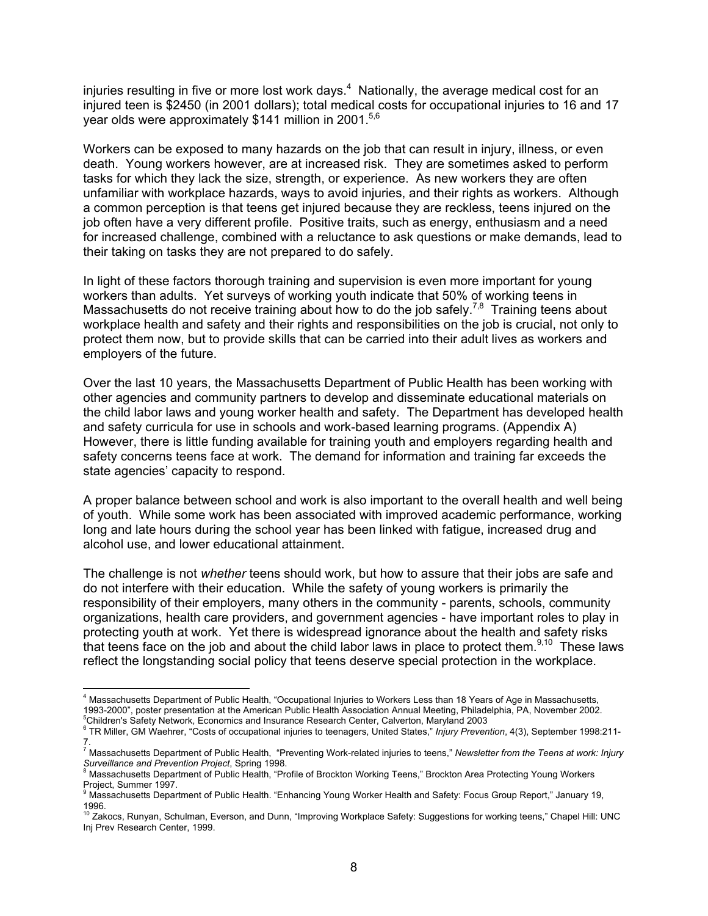injuries resulting in five or more lost work days.[4] Nationally, the average medical cost for an injured teen is $2450 (in 2001 dollars); total medical costs for occupational injuries to 16 and 17 year olds were approximately $141 million in 2001.[5,6]

Workers can be exposed to many hazards on the job that can result in injury, illness, or even death. Young workers however, are at increased risk. They are sometimes asked to perform tasks for which they lack the size, strength, or experience. As new workers they are often unfamiliar with workplace hazards, ways to avoid injuries, and their rights as workers. Although a common perception is that teens get injured because they are reckless, teens injured on the job often have a very different profile. Positive traits, such as energy, enthusiasm and a need for increased challenge, combined with a reluctance to ask questions or make demands, lead to their taking on tasks they are not prepared to do safely.

In light of these factors thorough training and supervision is even more important for young workers than adults. Yet surveys of working youth indicate that 50% of working teens in Massachusetts do not receive training about how to do the job safely.[7,8] Training teens about workplace health and safety and their rights and responsibilities on the job is crucial, not only to protect them now, but to provide skills that can be carried into their adult lives as workers and employers of the future.

Over the last 10 years, the Massachusetts Department of Public Health has been working with other agencies and community partners to develop and disseminate educational materials on the child labor laws and young worker health and safety. The Department has developed health and safety curricula for use in schools and work-based learning programs. (Appendix A) However, there is little funding available for training youth and employers regarding health and safety concerns teens face at work. The demand for information and training far exceeds the state agencies' capacity to respond.

A proper balance between school and work is also important to the overall health and well being of youth. While some work has been associated with improved academic performance, working long and late hours during the school year has been linked with fatigue, increased drug and alcohol use, and lower educational attainment.

The challenge is not *whether* teens should work, but how to assure that their jobs are safe and do not interfere with their education. While the safety of young workers is primarily the responsibility of their employers, many others in the community - parents, schools, community organizations, health care providers, and government agencies - have important roles to play in protecting youth at work. Yet there is widespread ignorance about the health and safety risks that teens face on the job and about the child labor laws in place to protect them.[9,10] These laws reflect the longstanding social policy that teens deserve special protection in the workplace.

---

[4] Massachusetts Department of Public Health, "Occupational Injuries to Workers Less than 18 Years of Age in Massachusetts, 1993-2000", poster presentation at the American Public Health Association Annual Meeting, Philadelphia, PA, November 2002.
[5] Children's Safety Network, Economics and Insurance Research Center, Calverton, Maryland 2003
[6] TR Miller, GM Waehrer, "Costs of occupational injuries to teenagers, United States," *Injury Prevention*, 4(3), September 1998:211-7.
[7] Massachusetts Department of Public Health, "Preventing Work-related injuries to teens," *Newsletter from the Teens at work: Injury Surveillance and Prevention Project*, Spring 1998.
[8] Massachusetts Department of Public Health, "Profile of Brockton Working Teens," Brockton Area Protecting Young Workers Project, Summer 1997.
[9] Massachusetts Department of Public Health. "Enhancing Young Worker Health and Safety: Focus Group Report," January 19, 1996.
[10] Zakocs, Runyan, Schulman, Everson, and Dunn, "Improving Workplace Safety: Suggestions for working teens," Chapel Hill: UNC Inj Prev Research Center, 1999.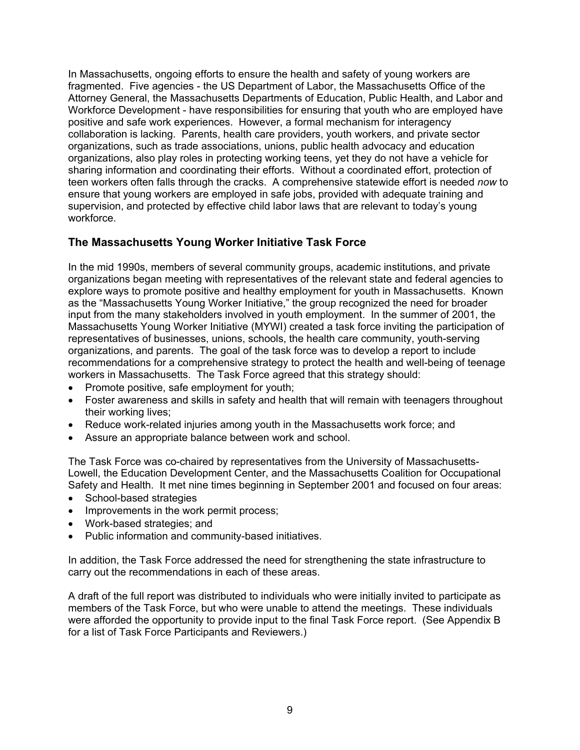In Massachusetts, ongoing efforts to ensure the health and safety of young workers are fragmented. Five agencies - the US Department of Labor, the Massachusetts Office of the Attorney General, the Massachusetts Departments of Education, Public Health, and Labor and Workforce Development - have responsibilities for ensuring that youth who are employed have positive and safe work experiences. However, a formal mechanism for interagency collaboration is lacking. Parents, health care providers, youth workers, and private sector organizations, such as trade associations, unions, public health advocacy and education organizations, also play roles in protecting working teens, yet they do not have a vehicle for sharing information and coordinating their efforts. Without a coordinated effort, protection of teen workers often falls through the cracks. A comprehensive statewide effort is needed *now* to ensure that young workers are employed in safe jobs, provided with adequate training and supervision, and protected by effective child labor laws that are relevant to today's young workforce.

## The Massachusetts Young Worker Initiative Task Force

In the mid 1990s, members of several community groups, academic institutions, and private organizations began meeting with representatives of the relevant state and federal agencies to explore ways to promote positive and healthy employment for youth in Massachusetts. Known as the "Massachusetts Young Worker Initiative," the group recognized the need for broader input from the many stakeholders involved in youth employment. In the summer of 2001, the Massachusetts Young Worker Initiative (MYWI) created a task force inviting the participation of representatives of businesses, unions, schools, the health care community, youth-serving organizations, and parents. The goal of the task force was to develop a report to include recommendations for a comprehensive strategy to protect the health and well-being of teenage workers in Massachusetts. The Task Force agreed that this strategy should:

- Promote positive, safe employment for youth;
- Foster awareness and skills in safety and health that will remain with teenagers throughout their working lives;
- Reduce work-related injuries among youth in the Massachusetts work force; and
- Assure an appropriate balance between work and school.

The Task Force was co-chaired by representatives from the University of Massachusetts-Lowell, the Education Development Center, and the Massachusetts Coalition for Occupational Safety and Health. It met nine times beginning in September 2001 and focused on four areas:

- School-based strategies
- Improvements in the work permit process;
- Work-based strategies; and
- Public information and community-based initiatives.

In addition, the Task Force addressed the need for strengthening the state infrastructure to carry out the recommendations in each of these areas.

A draft of the full report was distributed to individuals who were initially invited to participate as members of the Task Force, but who were unable to attend the meetings. These individuals were afforded the opportunity to provide input to the final Task Force report. (See Appendix B for a list of Task Force Participants and Reviewers.)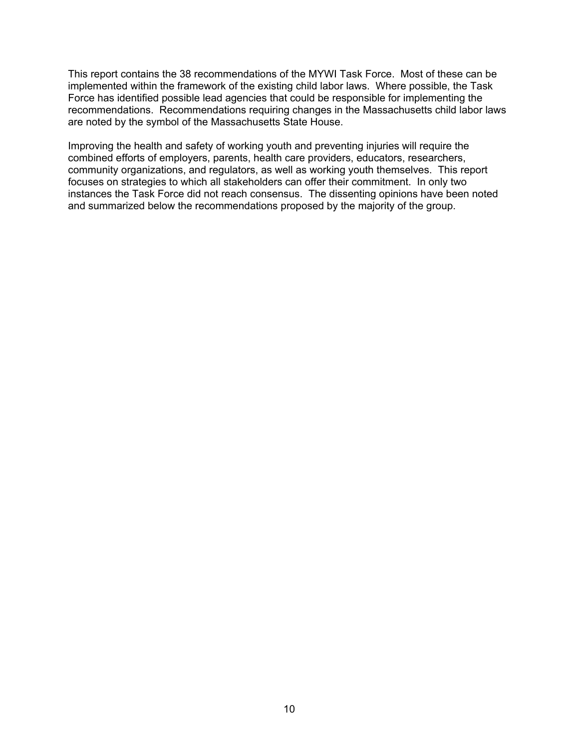This report contains the 38 recommendations of the MYWI Task Force. Most of these can be implemented within the framework of the existing child labor laws. Where possible, the Task Force has identified possible lead agencies that could be responsible for implementing the recommendations. Recommendations requiring changes in the Massachusetts child labor laws are noted by the symbol of the Massachusetts State House.

Improving the health and safety of working youth and preventing injuries will require the combined efforts of employers, parents, health care providers, educators, researchers, community organizations, and regulators, as well as working youth themselves. This report focuses on strategies to which all stakeholders can offer their commitment. In only two instances the Task Force did not reach consensus. The dissenting opinions have been noted and summarized below the recommendations proposed by the majority of the group.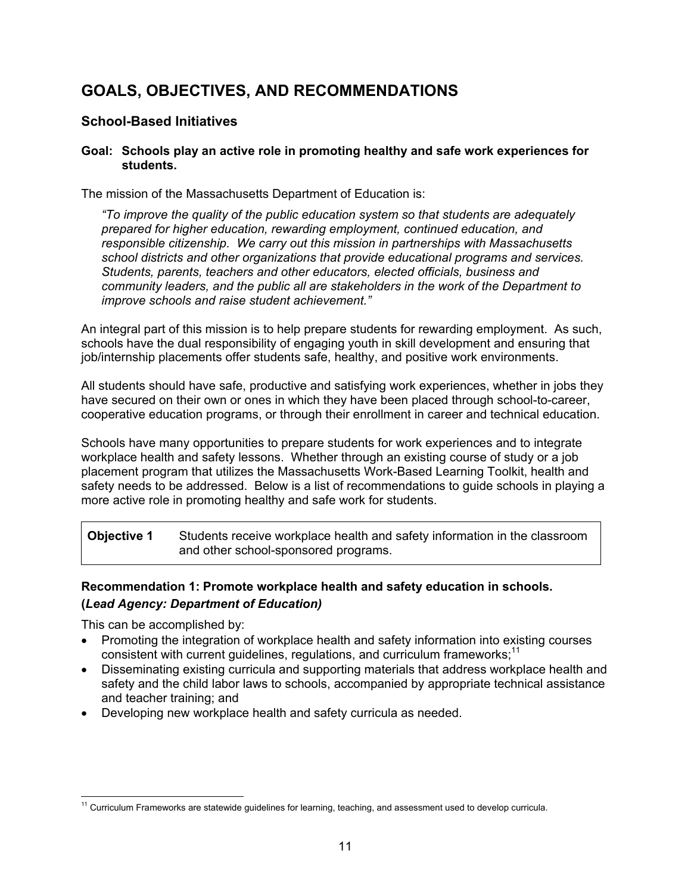# GOALS, OBJECTIVES, AND RECOMMENDATIONS

## School-Based Initiatives

**Goal: Schools play an active role in promoting healthy and safe work experiences for students.**

The mission of the Massachusetts Department of Education is:

> *"To improve the quality of the public education system so that students are adequately prepared for higher education, rewarding employment, continued education, and responsible citizenship. We carry out this mission in partnerships with Massachusetts school districts and other organizations that provide educational programs and services. Students, parents, teachers and other educators, elected officials, business and community leaders, and the public all are stakeholders in the work of the Department to improve schools and raise student achievement."*

An integral part of this mission is to help prepare students for rewarding employment. As such, schools have the dual responsibility of engaging youth in skill development and ensuring that job/internship placements offer students safe, healthy, and positive work environments.

All students should have safe, productive and satisfying work experiences, whether in jobs they have secured on their own or ones in which they have been placed through school-to-career, cooperative education programs, or through their enrollment in career and technical education.

Schools have many opportunities to prepare students for work experiences and to integrate workplace health and safety lessons. Whether through an existing course of study or a job placement program that utilizes the Massachusetts Work-Based Learning Toolkit, health and safety needs to be addressed. Below is a list of recommendations to guide schools in playing a more active role in promoting healthy and safe work for students.

| **Objective 1** | Students receive workplace health and safety information in the classroom and other school-sponsored programs. |
|---|---|

**Recommendation 1: Promote workplace health and safety education in schools. (*Lead Agency: Department of Education)***

This can be accomplished by:

- Promoting the integration of workplace health and safety information into existing courses consistent with current guidelines, regulations, and curriculum frameworks;[11]
- Disseminating existing curricula and supporting materials that address workplace health and safety and the child labor laws to schools, accompanied by appropriate technical assistance and teacher training; and
- Developing new workplace health and safety curricula as needed.

[11] Curriculum Frameworks are statewide guidelines for learning, teaching, and assessment used to develop curricula.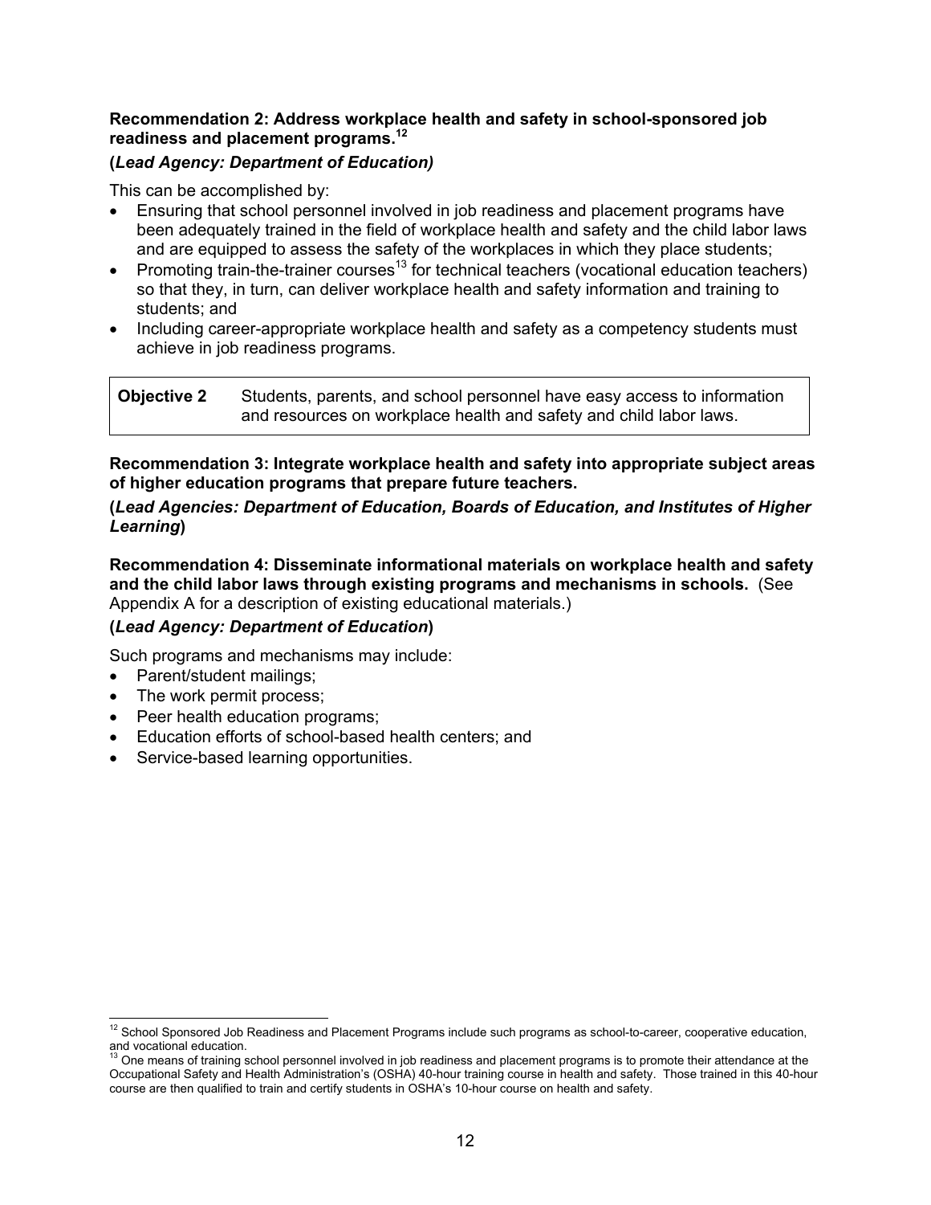**Recommendation 2: Address workplace health and safety in school-sponsored job readiness and placement programs.**[12]

**(*Lead Agency: Department of Education)***

This can be accomplished by:

- Ensuring that school personnel involved in job readiness and placement programs have been adequately trained in the field of workplace health and safety and the child labor laws and are equipped to assess the safety of the workplaces in which they place students;
- Promoting train-the-trainer courses[13] for technical teachers (vocational education teachers) so that they, in turn, can deliver workplace health and safety information and training to students; and
- Including career-appropriate workplace health and safety as a competency students must achieve in job readiness programs.

| **Objective 2** | Students, parents, and school personnel have easy access to information and resources on workplace health and safety and child labor laws. |
|---|---|

**Recommendation 3: Integrate workplace health and safety into appropriate subject areas of higher education programs that prepare future teachers.**

**(*Lead Agencies: Department of Education, Boards of Education, and Institutes of Higher Learning*)**

**Recommendation 4: Disseminate informational materials on workplace health and safety and the child labor laws through existing programs and mechanisms in schools.** (See Appendix A for a description of existing educational materials.)

**(*Lead Agency: Department of Education*)**

Such programs and mechanisms may include:

- Parent/student mailings;
- The work permit process;
- Peer health education programs;
- Education efforts of school-based health centers; and
- Service-based learning opportunities.

---

[12] School Sponsored Job Readiness and Placement Programs include such programs as school-to-career, cooperative education, and vocational education.

[13] One means of training school personnel involved in job readiness and placement programs is to promote their attendance at the Occupational Safety and Health Administration's (OSHA) 40-hour training course in health and safety. Those trained in this 40-hour course are then qualified to train and certify students in OSHA's 10-hour course on health and safety.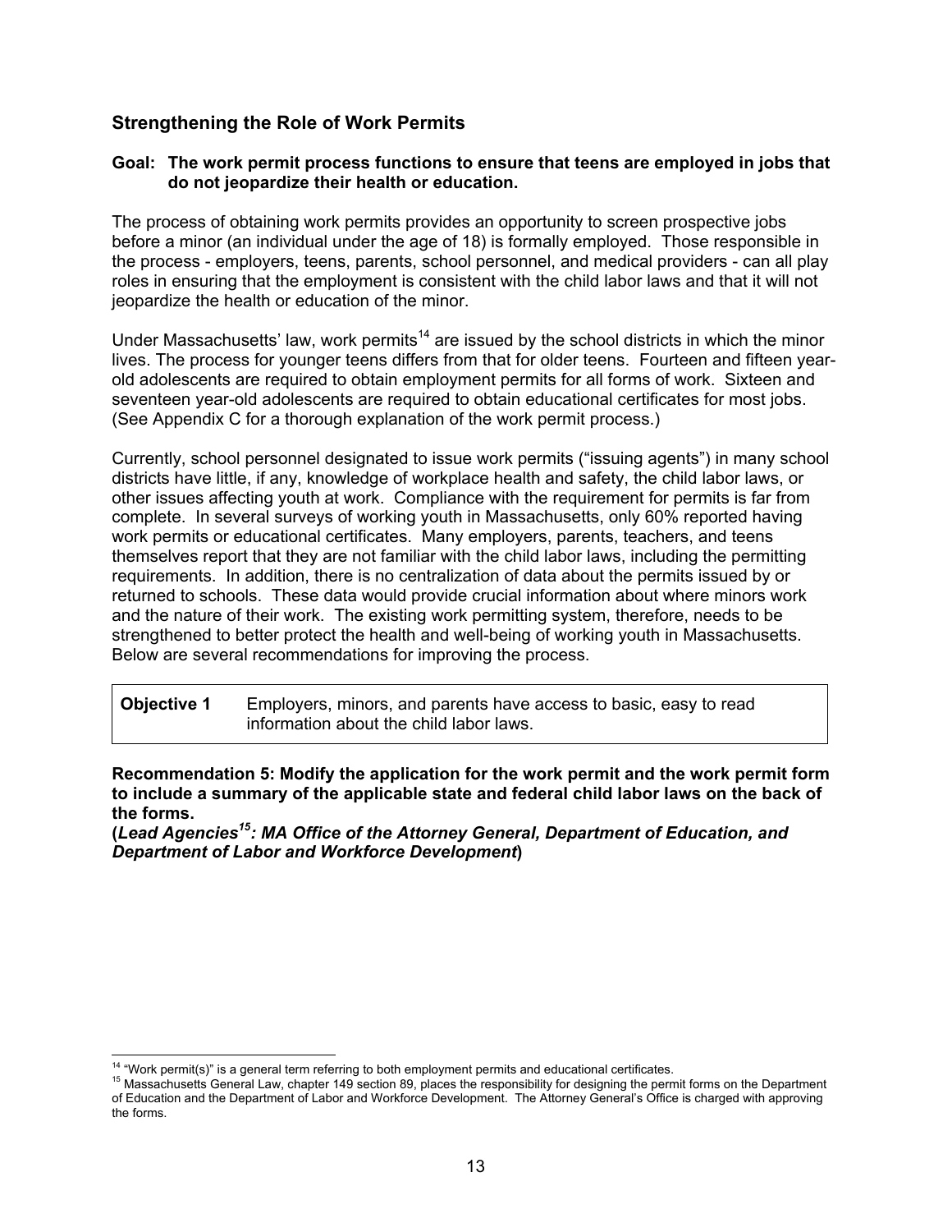## Strengthening the Role of Work Permits

**Goal: The work permit process functions to ensure that teens are employed in jobs that do not jeopardize their health or education.**

The process of obtaining work permits provides an opportunity to screen prospective jobs before a minor (an individual under the age of 18) is formally employed. Those responsible in the process - employers, teens, parents, school personnel, and medical providers - can all play roles in ensuring that the employment is consistent with the child labor laws and that it will not jeopardize the health or education of the minor.

Under Massachusetts' law, work permits[14] are issued by the school districts in which the minor lives. The process for younger teens differs from that for older teens. Fourteen and fifteen year-old adolescents are required to obtain employment permits for all forms of work. Sixteen and seventeen year-old adolescents are required to obtain educational certificates for most jobs. (See Appendix C for a thorough explanation of the work permit process.)

Currently, school personnel designated to issue work permits ("issuing agents") in many school districts have little, if any, knowledge of workplace health and safety, the child labor laws, or other issues affecting youth at work. Compliance with the requirement for permits is far from complete. In several surveys of working youth in Massachusetts, only 60% reported having work permits or educational certificates. Many employers, parents, teachers, and teens themselves report that they are not familiar with the child labor laws, including the permitting requirements. In addition, there is no centralization of data about the permits issued by or returned to schools. These data would provide crucial information about where minors work and the nature of their work. The existing work permitting system, therefore, needs to be strengthened to better protect the health and well-being of working youth in Massachusetts. Below are several recommendations for improving the process.

| **Objective 1** | Employers, minors, and parents have access to basic, easy to read information about the child labor laws. |
|---|---|

**Recommendation 5: Modify the application for the work permit and the work permit form to include a summary of the applicable state and federal child labor laws on the back of the forms.**
**(*Lead Agencies[15]: MA Office of the Attorney General, Department of Education, and Department of Labor and Workforce Development*)**

---

[14] "Work permit(s)" is a general term referring to both employment permits and educational certificates.

[15] Massachusetts General Law, chapter 149 section 89, places the responsibility for designing the permit forms on the Department of Education and the Department of Labor and Workforce Development. The Attorney General's Office is charged with approving the forms.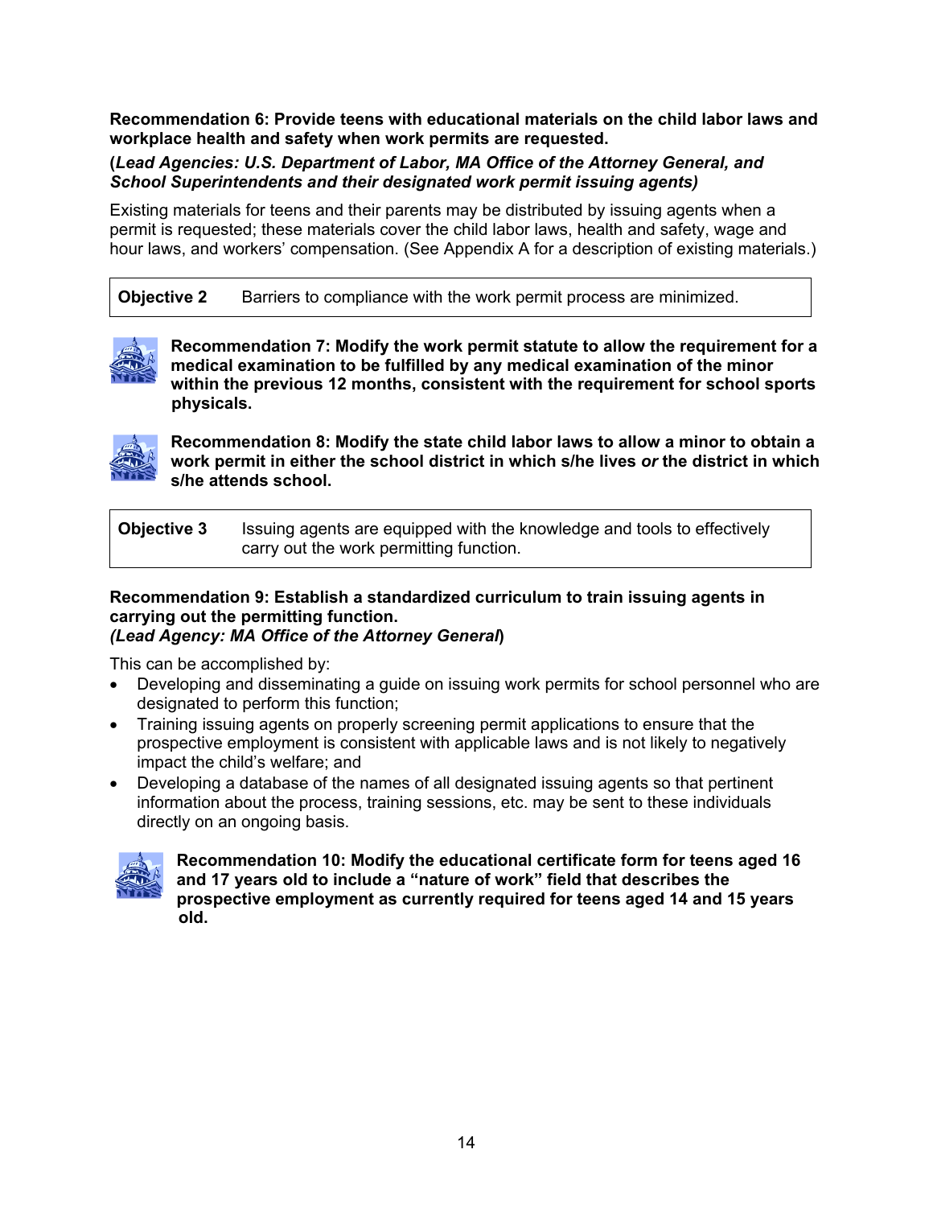**Recommendation 6: Provide teens with educational materials on the child labor laws and workplace health and safety when work permits are requested.**

**(*Lead Agencies: U.S. Department of Labor, MA Office of the Attorney General, and School Superintendents and their designated work permit issuing agents)***

Existing materials for teens and their parents may be distributed by issuing agents when a permit is requested; these materials cover the child labor laws, health and safety, wage and hour laws, and workers' compensation. (See Appendix A for a description of existing materials.)

| **Objective 2** | Barriers to compliance with the work permit process are minimized. |
|---|---|

**Recommendation 7: Modify the work permit statute to allow the requirement for a medical examination to be fulfilled by any medical examination of the minor within the previous 12 months, consistent with the requirement for school sports physicals.**

**Recommendation 8: Modify the state child labor laws to allow a minor to obtain a work permit in either the school district in which s/he lives *or* the district in which s/he attends school.**

| **Objective 3** | Issuing agents are equipped with the knowledge and tools to effectively carry out the work permitting function. |
|---|---|

**Recommendation 9: Establish a standardized curriculum to train issuing agents in carrying out the permitting function.**
***(Lead Agency: MA Office of the Attorney General*)**

This can be accomplished by:

- Developing and disseminating a guide on issuing work permits for school personnel who are designated to perform this function;
- Training issuing agents on properly screening permit applications to ensure that the prospective employment is consistent with applicable laws and is not likely to negatively impact the child's welfare; and
- Developing a database of the names of all designated issuing agents so that pertinent information about the process, training sessions, etc. may be sent to these individuals directly on an ongoing basis.

**Recommendation 10: Modify the educational certificate form for teens aged 16 and 17 years old to include a "nature of work" field that describes the prospective employment as currently required for teens aged 14 and 15 years old.**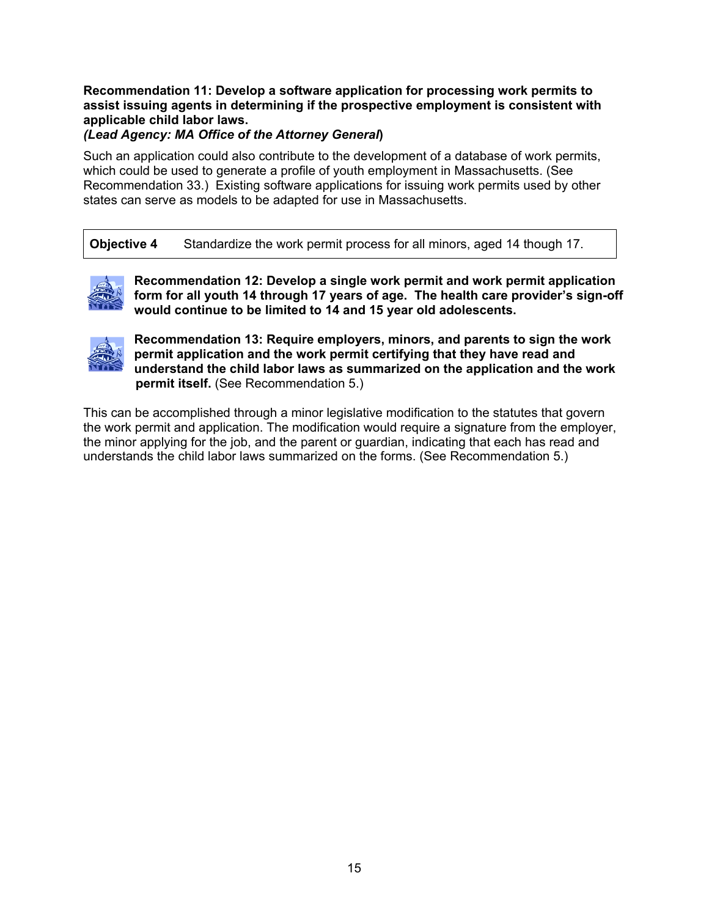**Recommendation 11: Develop a software application for processing work permits to assist issuing agents in determining if the prospective employment is consistent with applicable child labor laws.**
***(Lead Agency: MA Office of the Attorney General*)**

Such an application could also contribute to the development of a database of work permits, which could be used to generate a profile of youth employment in Massachusetts. (See Recommendation 33.) Existing software applications for issuing work permits used by other states can serve as models to be adapted for use in Massachusetts.

| **Objective 4** | Standardize the work permit process for all minors, aged 14 though 17. |
|---|---|

**Recommendation 12: Develop a single work permit and work permit application form for all youth 14 through 17 years of age. The health care provider's sign-off would continue to be limited to 14 and 15 year old adolescents.**

**Recommendation 13: Require employers, minors, and parents to sign the work permit application and the work permit certifying that they have read and understand the child labor laws as summarized on the application and the work permit itself.** (See Recommendation 5.)

This can be accomplished through a minor legislative modification to the statutes that govern the work permit and application. The modification would require a signature from the employer, the minor applying for the job, and the parent or guardian, indicating that each has read and understands the child labor laws summarized on the forms. (See Recommendation 5.)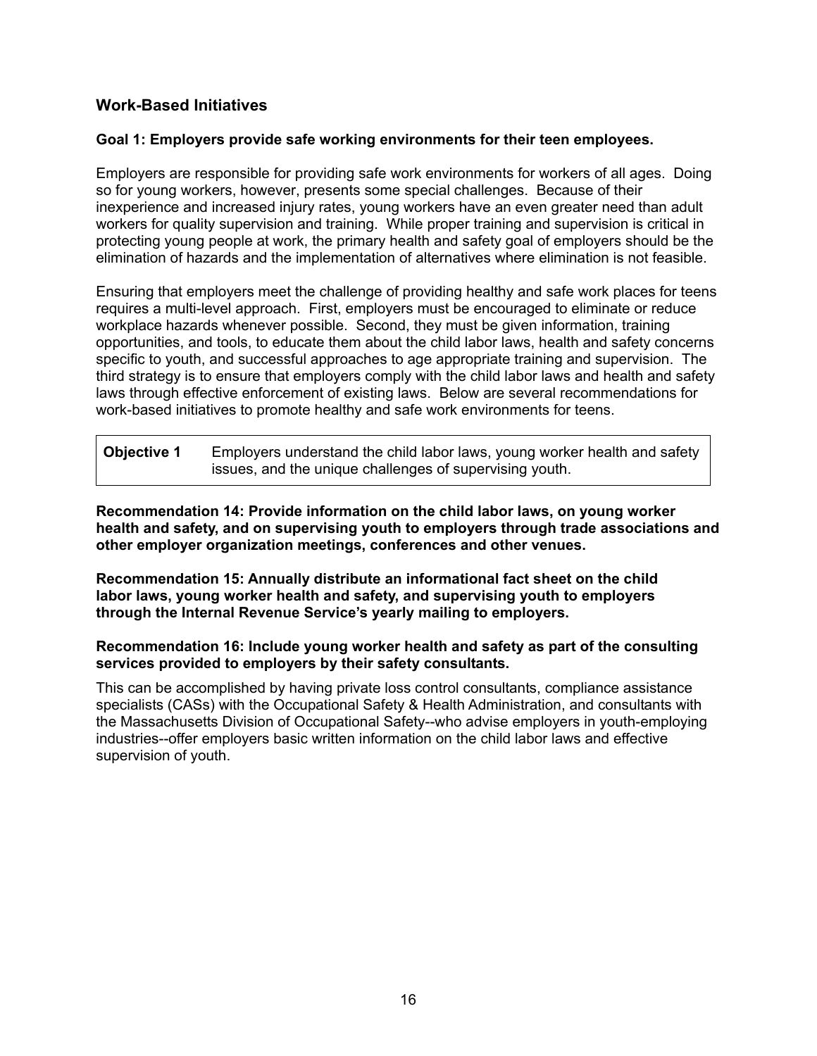## Work-Based Initiatives

**Goal 1: Employers provide safe working environments for their teen employees.**

Employers are responsible for providing safe work environments for workers of all ages. Doing so for young workers, however, presents some special challenges. Because of their inexperience and increased injury rates, young workers have an even greater need than adult workers for quality supervision and training. While proper training and supervision is critical in protecting young people at work, the primary health and safety goal of employers should be the elimination of hazards and the implementation of alternatives where elimination is not feasible.

Ensuring that employers meet the challenge of providing healthy and safe work places for teens requires a multi-level approach. First, employers must be encouraged to eliminate or reduce workplace hazards whenever possible. Second, they must be given information, training opportunities, and tools, to educate them about the child labor laws, health and safety concerns specific to youth, and successful approaches to age appropriate training and supervision. The third strategy is to ensure that employers comply with the child labor laws and health and safety laws through effective enforcement of existing laws. Below are several recommendations for work-based initiatives to promote healthy and safe work environments for teens.

| **Objective 1** | Employers understand the child labor laws, young worker health and safety issues, and the unique challenges of supervising youth. |
|---|---|

**Recommendation 14: Provide information on the child labor laws, on young worker health and safety, and on supervising youth to employers through trade associations and other employer organization meetings, conferences and other venues.**

**Recommendation 15: Annually distribute an informational fact sheet on the child labor laws, young worker health and safety, and supervising youth to employers through the Internal Revenue Service's yearly mailing to employers.**

**Recommendation 16: Include young worker health and safety as part of the consulting services provided to employers by their safety consultants.**

This can be accomplished by having private loss control consultants, compliance assistance specialists (CASs) with the Occupational Safety & Health Administration, and consultants with the Massachusetts Division of Occupational Safety--who advise employers in youth-employing industries--offer employers basic written information on the child labor laws and effective supervision of youth.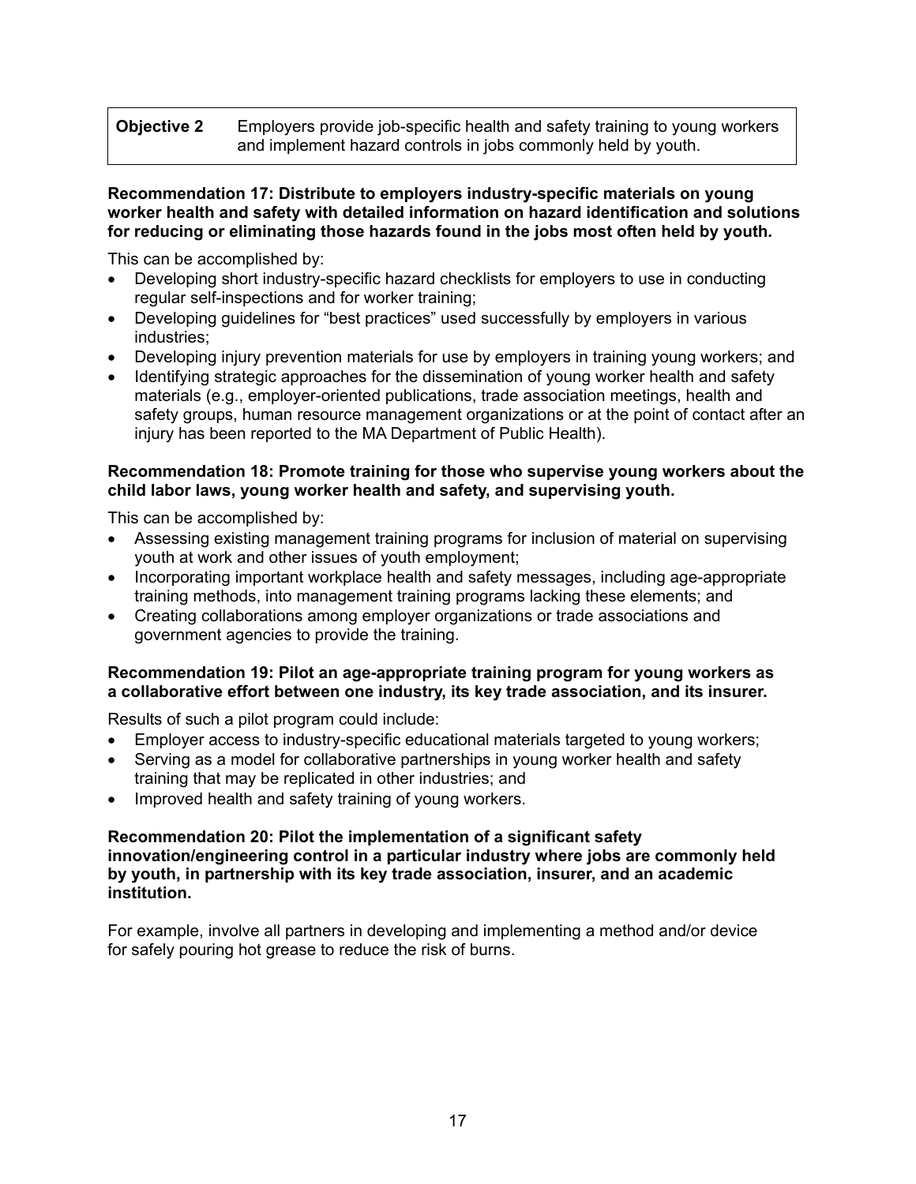| **Objective 2** | Employers provide job-specific health and safety training to young workers and implement hazard controls in jobs commonly held by youth. |
|---|---|

**Recommendation 17: Distribute to employers industry-specific materials on young worker health and safety with detailed information on hazard identification and solutions for reducing or eliminating those hazards found in the jobs most often held by youth.**

This can be accomplished by:

- Developing short industry-specific hazard checklists for employers to use in conducting regular self-inspections and for worker training;
- Developing guidelines for "best practices" used successfully by employers in various industries;
- Developing injury prevention materials for use by employers in training young workers; and
- Identifying strategic approaches for the dissemination of young worker health and safety materials (e.g., employer-oriented publications, trade association meetings, health and safety groups, human resource management organizations or at the point of contact after an injury has been reported to the MA Department of Public Health).

**Recommendation 18: Promote training for those who supervise young workers about the child labor laws, young worker health and safety, and supervising youth.**

This can be accomplished by:

- Assessing existing management training programs for inclusion of material on supervising youth at work and other issues of youth employment;
- Incorporating important workplace health and safety messages, including age-appropriate training methods, into management training programs lacking these elements; and
- Creating collaborations among employer organizations or trade associations and government agencies to provide the training.

**Recommendation 19: Pilot an age-appropriate training program for young workers as a collaborative effort between one industry, its key trade association, and its insurer.**

Results of such a pilot program could include:

- Employer access to industry-specific educational materials targeted to young workers;
- Serving as a model for collaborative partnerships in young worker health and safety training that may be replicated in other industries; and
- Improved health and safety training of young workers.

**Recommendation 20: Pilot the implementation of a significant safety innovation/engineering control in a particular industry where jobs are commonly held by youth, in partnership with its key trade association, insurer, and an academic institution.**

For example, involve all partners in developing and implementing a method and/or device for safely pouring hot grease to reduce the risk of burns.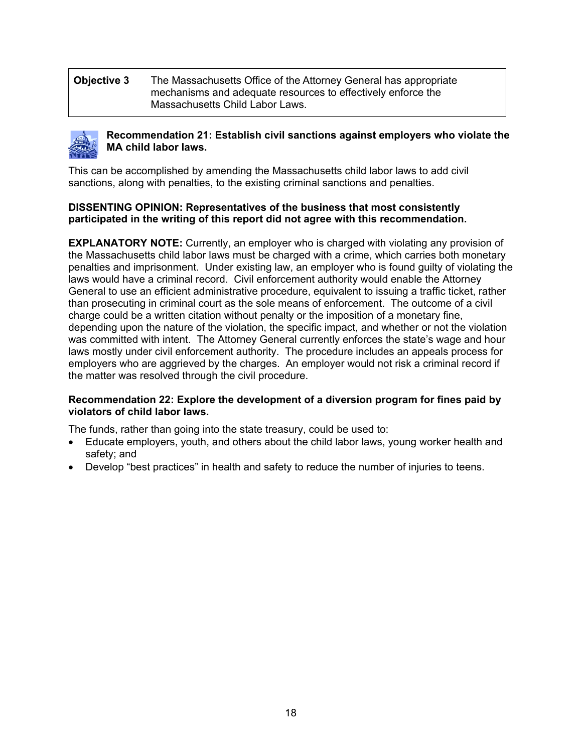| **Objective 3** | The Massachusetts Office of the Attorney General has appropriate mechanisms and adequate resources to effectively enforce the Massachusetts Child Labor Laws. |
|---|---|

**Recommendation 21: Establish civil sanctions against employers who violate the MA child labor laws.**

This can be accomplished by amending the Massachusetts child labor laws to add civil sanctions, along with penalties, to the existing criminal sanctions and penalties.

**DISSENTING OPINION: Representatives of the business that most consistently participated in the writing of this report did not agree with this recommendation.**

**EXPLANATORY NOTE:** Currently, an employer who is charged with violating any provision of the Massachusetts child labor laws must be charged with a crime, which carries both monetary penalties and imprisonment. Under existing law, an employer who is found guilty of violating the laws would have a criminal record. Civil enforcement authority would enable the Attorney General to use an efficient administrative procedure, equivalent to issuing a traffic ticket, rather than prosecuting in criminal court as the sole means of enforcement. The outcome of a civil charge could be a written citation without penalty or the imposition of a monetary fine, depending upon the nature of the violation, the specific impact, and whether or not the violation was committed with intent. The Attorney General currently enforces the state's wage and hour laws mostly under civil enforcement authority. The procedure includes an appeals process for employers who are aggrieved by the charges. An employer would not risk a criminal record if the matter was resolved through the civil procedure.

**Recommendation 22: Explore the development of a diversion program for fines paid by violators of child labor laws.**

The funds, rather than going into the state treasury, could be used to:

- Educate employers, youth, and others about the child labor laws, young worker health and safety; and
- Develop "best practices" in health and safety to reduce the number of injuries to teens.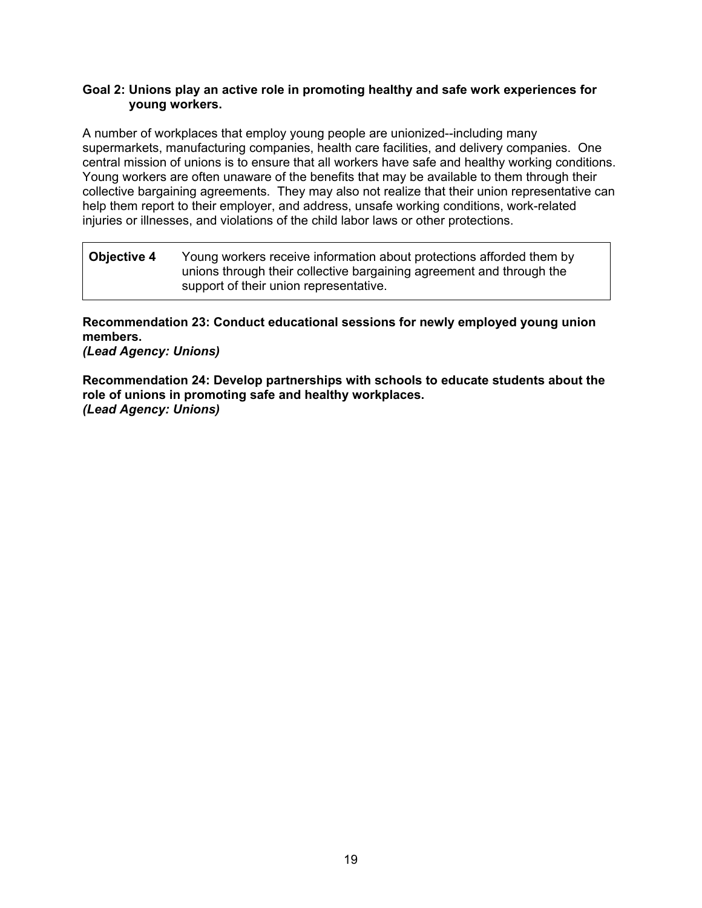**Goal 2: Unions play an active role in promoting healthy and safe work experiences for young workers.**

A number of workplaces that employ young people are unionized--including many supermarkets, manufacturing companies, health care facilities, and delivery companies. One central mission of unions is to ensure that all workers have safe and healthy working conditions. Young workers are often unaware of the benefits that may be available to them through their collective bargaining agreements. They may also not realize that their union representative can help them report to their employer, and address, unsafe working conditions, work-related injuries or illnesses, and violations of the child labor laws or other protections.

| **Objective 4** | Young workers receive information about protections afforded them by unions through their collective bargaining agreement and through the support of their union representative. |
| --- | --- |

**Recommendation 23: Conduct educational sessions for newly employed young union members.**
***(Lead Agency: Unions)***

**Recommendation 24: Develop partnerships with schools to educate students about the role of unions in promoting safe and healthy workplaces.**
***(Lead Agency: Unions)***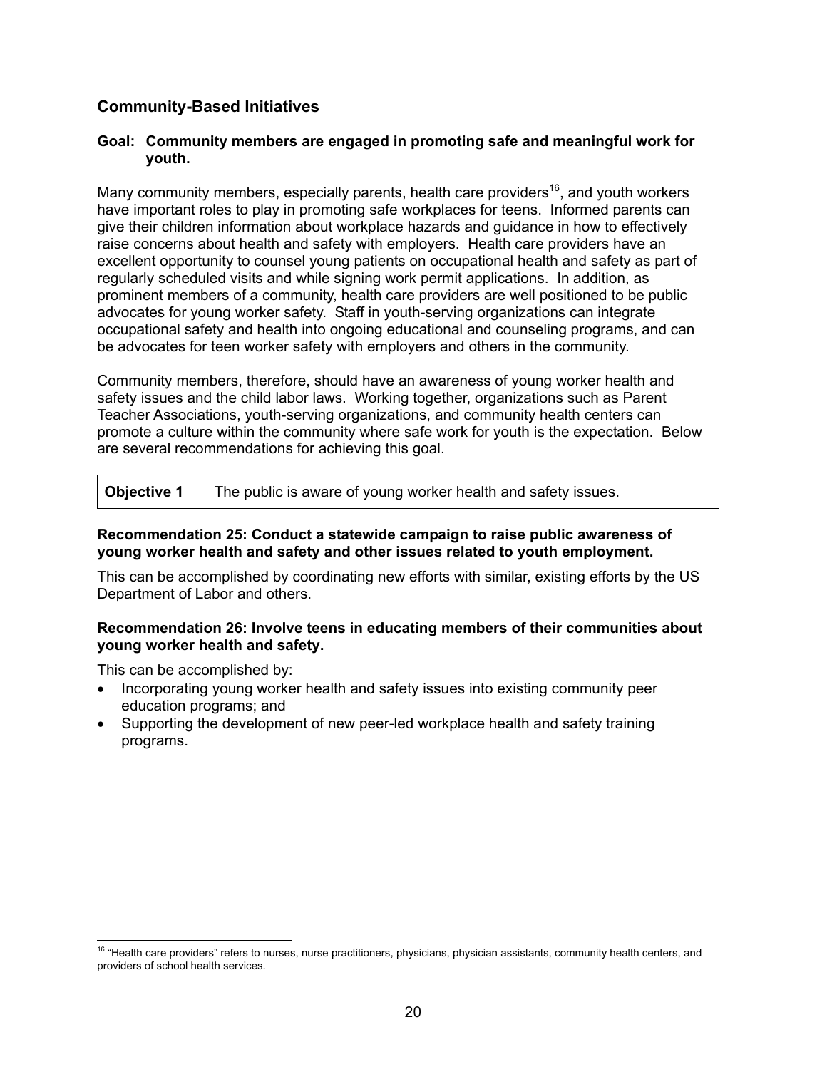## Community-Based Initiatives

**Goal: Community members are engaged in promoting safe and meaningful work for youth.**

Many community members, especially parents, health care providers[16], and youth workers have important roles to play in promoting safe workplaces for teens. Informed parents can give their children information about workplace hazards and guidance in how to effectively raise concerns about health and safety with employers. Health care providers have an excellent opportunity to counsel young patients on occupational health and safety as part of regularly scheduled visits and while signing work permit applications. In addition, as prominent members of a community, health care providers are well positioned to be public advocates for young worker safety. Staff in youth-serving organizations can integrate occupational safety and health into ongoing educational and counseling programs, and can be advocates for teen worker safety with employers and others in the community.

Community members, therefore, should have an awareness of young worker health and safety issues and the child labor laws. Working together, organizations such as Parent Teacher Associations, youth-serving organizations, and community health centers can promote a culture within the community where safe work for youth is the expectation. Below are several recommendations for achieving this goal.

| **Objective 1** | The public is aware of young worker health and safety issues. |
|---|---|

**Recommendation 25: Conduct a statewide campaign to raise public awareness of young worker health and safety and other issues related to youth employment.**

This can be accomplished by coordinating new efforts with similar, existing efforts by the US Department of Labor and others.

**Recommendation 26: Involve teens in educating members of their communities about young worker health and safety.**

This can be accomplished by:

- Incorporating young worker health and safety issues into existing community peer education programs; and
- Supporting the development of new peer-led workplace health and safety training programs.

[16] "Health care providers" refers to nurses, nurse practitioners, physicians, physician assistants, community health centers, and providers of school health services.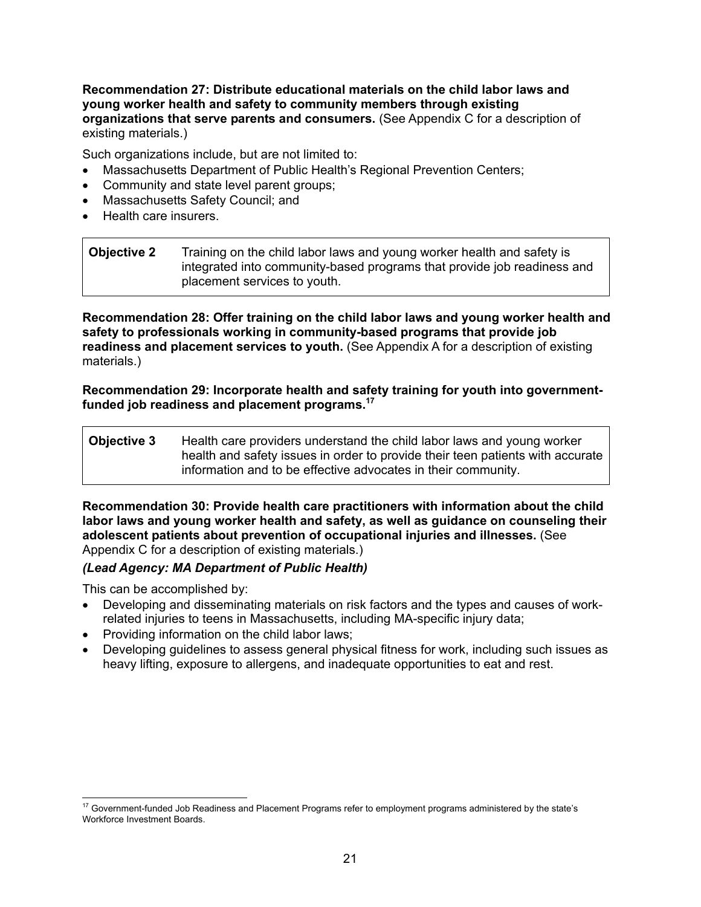**Recommendation 27: Distribute educational materials on the child labor laws and young worker health and safety to community members through existing organizations that serve parents and consumers.** (See Appendix C for a description of existing materials.)

Such organizations include, but are not limited to:

- Massachusetts Department of Public Health's Regional Prevention Centers;
- Community and state level parent groups;
- Massachusetts Safety Council; and
- Health care insurers.

| **Objective 2** | Training on the child labor laws and young worker health and safety is integrated into community-based programs that provide job readiness and placement services to youth. |
|---|---|

**Recommendation 28: Offer training on the child labor laws and young worker health and safety to professionals working in community-based programs that provide job readiness and placement services to youth.** (See Appendix A for a description of existing materials.)

**Recommendation 29: Incorporate health and safety training for youth into government-funded job readiness and placement programs.**[17]

| **Objective 3** | Health care providers understand the child labor laws and young worker health and safety issues in order to provide their teen patients with accurate information and to be effective advocates in their community. |
|---|---|

**Recommendation 30: Provide health care practitioners with information about the child labor laws and young worker health and safety, as well as guidance on counseling their adolescent patients about prevention of occupational injuries and illnesses.** (See Appendix C for a description of existing materials.)

***(Lead Agency: MA Department of Public Health)***

This can be accomplished by:

- Developing and disseminating materials on risk factors and the types and causes of work-related injuries to teens in Massachusetts, including MA-specific injury data;
- Providing information on the child labor laws;
- Developing guidelines to assess general physical fitness for work, including such issues as heavy lifting, exposure to allergens, and inadequate opportunities to eat and rest.

[17] Government-funded Job Readiness and Placement Programs refer to employment programs administered by the state's Workforce Investment Boards.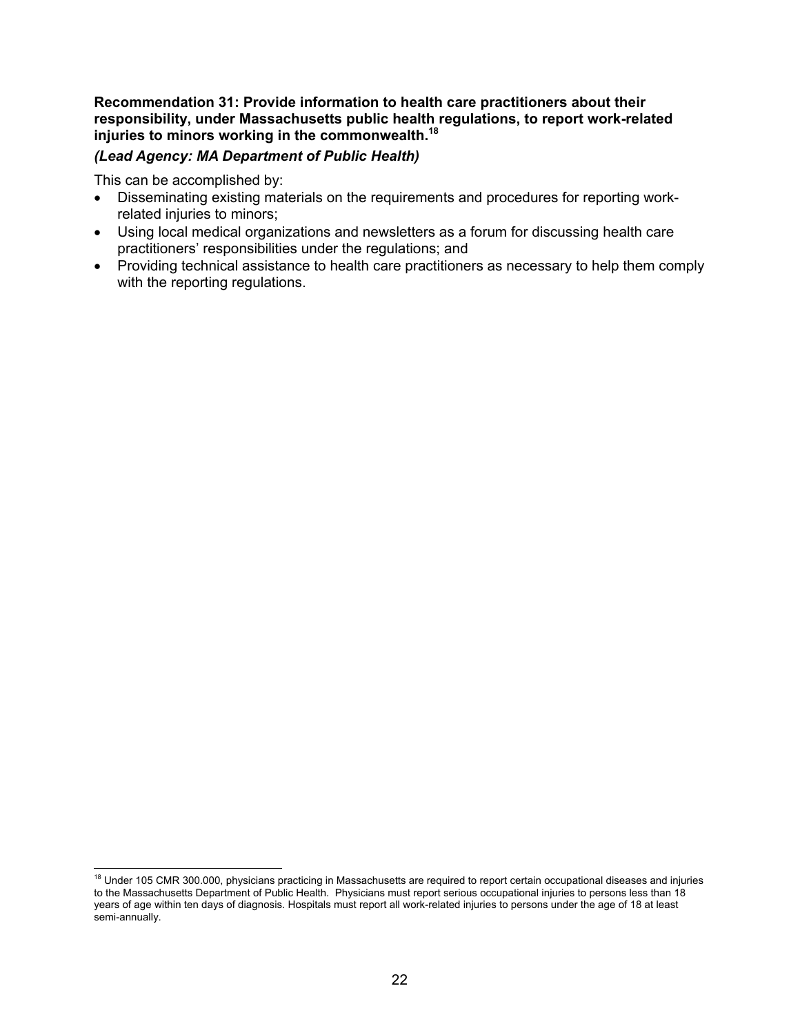**Recommendation 31: Provide information to health care practitioners about their responsibility, under Massachusetts public health regulations, to report work-related injuries to minors working in the commonwealth.[18]**

***(Lead Agency: MA Department of Public Health)***

This can be accomplished by:

- Disseminating existing materials on the requirements and procedures for reporting work-related injuries to minors;
- Using local medical organizations and newsletters as a forum for discussing health care practitioners' responsibilities under the regulations; and
- Providing technical assistance to health care practitioners as necessary to help them comply with the reporting regulations.

---

[18] Under 105 CMR 300.000, physicians practicing in Massachusetts are required to report certain occupational diseases and injuries to the Massachusetts Department of Public Health. Physicians must report serious occupational injuries to persons less than 18 years of age within ten days of diagnosis. Hospitals must report all work-related injuries to persons under the age of 18 at least semi-annually.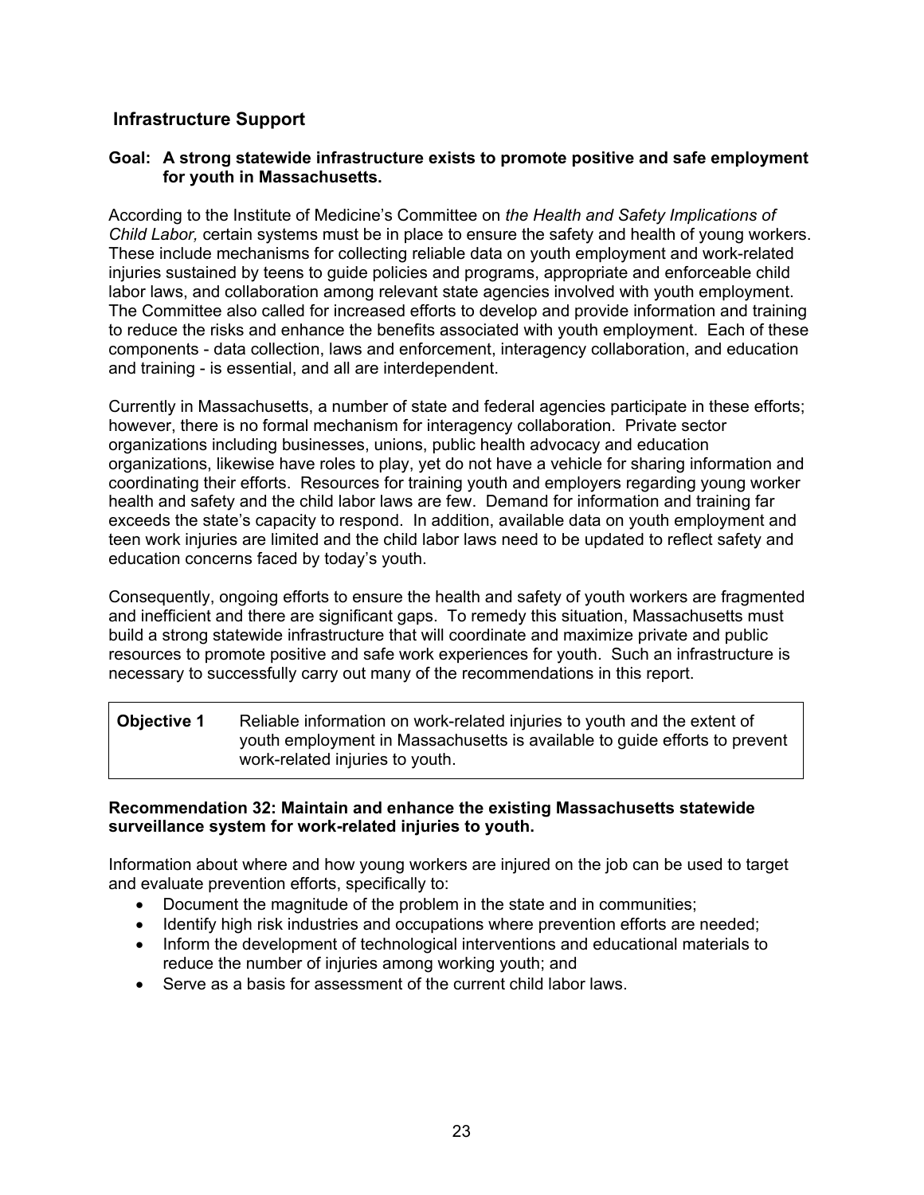## Infrastructure Support

**Goal: A strong statewide infrastructure exists to promote positive and safe employment for youth in Massachusetts.**

According to the Institute of Medicine's Committee on *the Health and Safety Implications of Child Labor,* certain systems must be in place to ensure the safety and health of young workers. These include mechanisms for collecting reliable data on youth employment and work-related injuries sustained by teens to guide policies and programs, appropriate and enforceable child labor laws, and collaboration among relevant state agencies involved with youth employment. The Committee also called for increased efforts to develop and provide information and training to reduce the risks and enhance the benefits associated with youth employment. Each of these components - data collection, laws and enforcement, interagency collaboration, and education and training - is essential, and all are interdependent.

Currently in Massachusetts, a number of state and federal agencies participate in these efforts; however, there is no formal mechanism for interagency collaboration. Private sector organizations including businesses, unions, public health advocacy and education organizations, likewise have roles to play, yet do not have a vehicle for sharing information and coordinating their efforts. Resources for training youth and employers regarding young worker health and safety and the child labor laws are few. Demand for information and training far exceeds the state's capacity to respond. In addition, available data on youth employment and teen work injuries are limited and the child labor laws need to be updated to reflect safety and education concerns faced by today's youth.

Consequently, ongoing efforts to ensure the health and safety of youth workers are fragmented and inefficient and there are significant gaps. To remedy this situation, Massachusetts must build a strong statewide infrastructure that will coordinate and maximize private and public resources to promote positive and safe work experiences for youth. Such an infrastructure is necessary to successfully carry out many of the recommendations in this report.

| **Objective 1** | Reliable information on work-related injuries to youth and the extent of youth employment in Massachusetts is available to guide efforts to prevent work-related injuries to youth. |
|---|---|

**Recommendation 32: Maintain and enhance the existing Massachusetts statewide surveillance system for work-related injuries to youth.**

Information about where and how young workers are injured on the job can be used to target and evaluate prevention efforts, specifically to:

- Document the magnitude of the problem in the state and in communities;
- Identify high risk industries and occupations where prevention efforts are needed;
- Inform the development of technological interventions and educational materials to reduce the number of injuries among working youth; and
- Serve as a basis for assessment of the current child labor laws.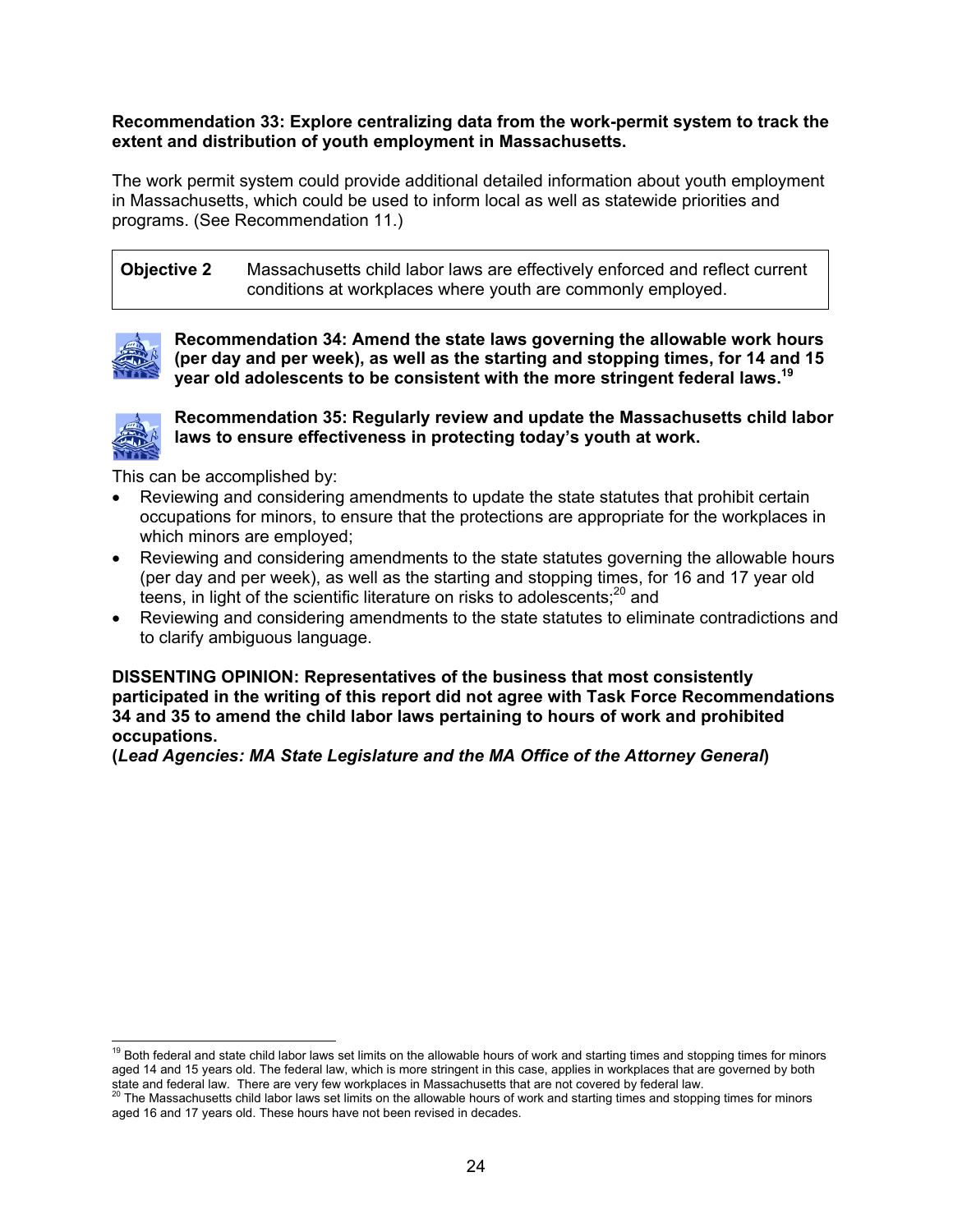**Recommendation 33: Explore centralizing data from the work-permit system to track the extent and distribution of youth employment in Massachusetts.**

The work permit system could provide additional detailed information about youth employment in Massachusetts, which could be used to inform local as well as statewide priorities and programs. (See Recommendation 11.)

| **Objective 2** | Massachusetts child labor laws are effectively enforced and reflect current conditions at workplaces where youth are commonly employed. |
|---|---|

**Recommendation 34: Amend the state laws governing the allowable work hours (per day and per week), as well as the starting and stopping times, for 14 and 15 year old adolescents to be consistent with the more stringent federal laws.[19]**

**Recommendation 35: Regularly review and update the Massachusetts child labor laws to ensure effectiveness in protecting today's youth at work.**

This can be accomplished by:

- Reviewing and considering amendments to update the state statutes that prohibit certain occupations for minors, to ensure that the protections are appropriate for the workplaces in which minors are employed;
- Reviewing and considering amendments to the state statutes governing the allowable hours (per day and per week), as well as the starting and stopping times, for 16 and 17 year old teens, in light of the scientific literature on risks to adolescents;[20] and
- Reviewing and considering amendments to the state statutes to eliminate contradictions and to clarify ambiguous language.

**DISSENTING OPINION: Representatives of the business that most consistently participated in the writing of this report did not agree with Task Force Recommendations 34 and 35 to amend the child labor laws pertaining to hours of work and prohibited occupations.**

**(*Lead Agencies: MA State Legislature and the MA Office of the Attorney General*)**

---

[19] Both federal and state child labor laws set limits on the allowable hours of work and starting times and stopping times for minors aged 14 and 15 years old. The federal law, which is more stringent in this case, applies in workplaces that are governed by both state and federal law. There are very few workplaces in Massachusetts that are not covered by federal law.

[20] The Massachusetts child labor laws set limits on the allowable hours of work and starting times and stopping times for minors aged 16 and 17 years old. These hours have not been revised in decades.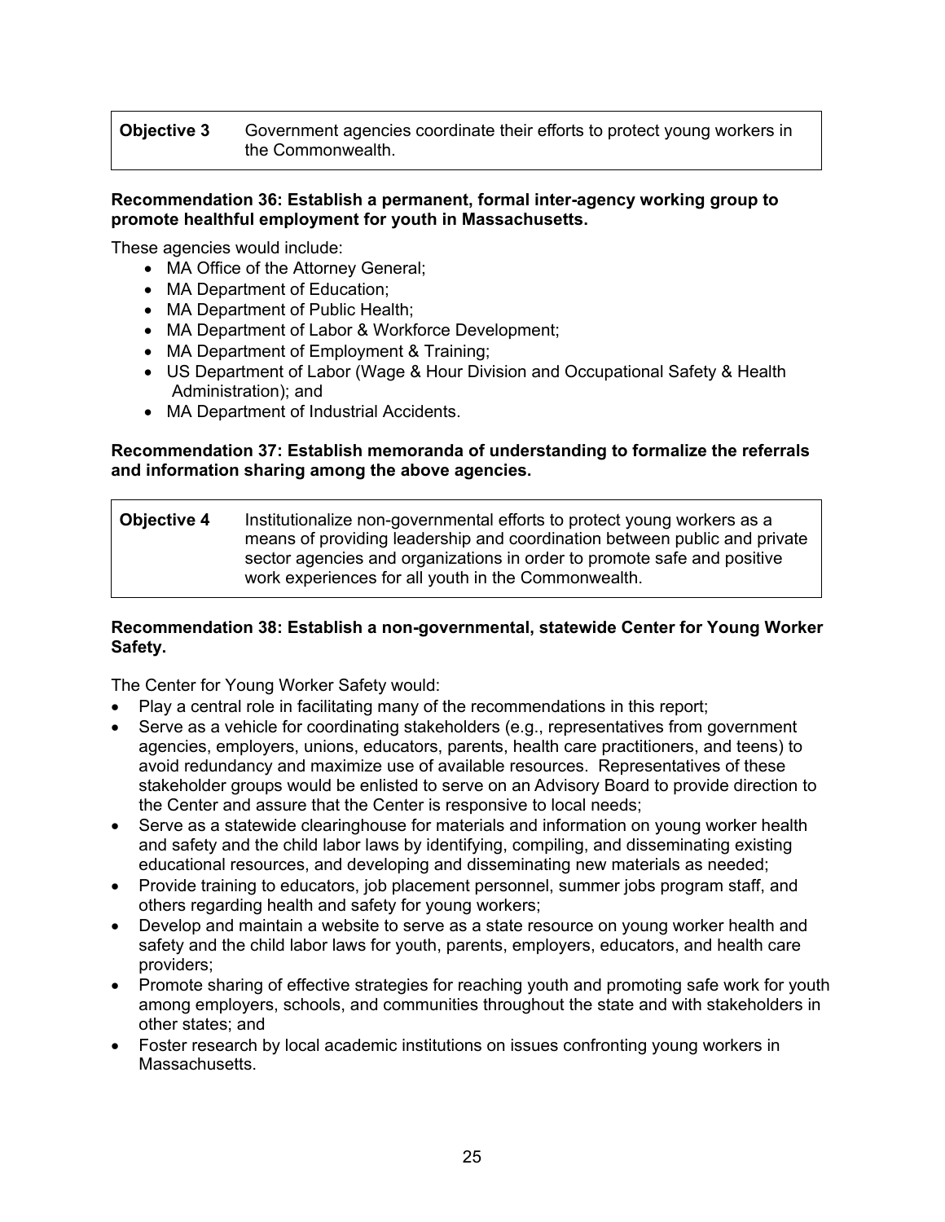| **Objective 3** | Government agencies coordinate their efforts to protect young workers in the Commonwealth. |
|---|---|

**Recommendation 36: Establish a permanent, formal inter-agency working group to promote healthful employment for youth in Massachusetts.**

These agencies would include:

- MA Office of the Attorney General;
- MA Department of Education;
- MA Department of Public Health;
- MA Department of Labor & Workforce Development;
- MA Department of Employment & Training;
- US Department of Labor (Wage & Hour Division and Occupational Safety & Health Administration); and
- MA Department of Industrial Accidents.

**Recommendation 37: Establish memoranda of understanding to formalize the referrals and information sharing among the above agencies.**

| **Objective 4** | Institutionalize non-governmental efforts to protect young workers as a means of providing leadership and coordination between public and private sector agencies and organizations in order to promote safe and positive work experiences for all youth in the Commonwealth. |
|---|---|

**Recommendation 38: Establish a non-governmental, statewide Center for Young Worker Safety.**

The Center for Young Worker Safety would:

- Play a central role in facilitating many of the recommendations in this report;
- Serve as a vehicle for coordinating stakeholders (e.g., representatives from government agencies, employers, unions, educators, parents, health care practitioners, and teens) to avoid redundancy and maximize use of available resources. Representatives of these stakeholder groups would be enlisted to serve on an Advisory Board to provide direction to the Center and assure that the Center is responsive to local needs;
- Serve as a statewide clearinghouse for materials and information on young worker health and safety and the child labor laws by identifying, compiling, and disseminating existing educational resources, and developing and disseminating new materials as needed;
- Provide training to educators, job placement personnel, summer jobs program staff, and others regarding health and safety for young workers;
- Develop and maintain a website to serve as a state resource on young worker health and safety and the child labor laws for youth, parents, employers, educators, and health care providers;
- Promote sharing of effective strategies for reaching youth and promoting safe work for youth among employers, schools, and communities throughout the state and with stakeholders in other states; and
- Foster research by local academic institutions on issues confronting young workers in Massachusetts.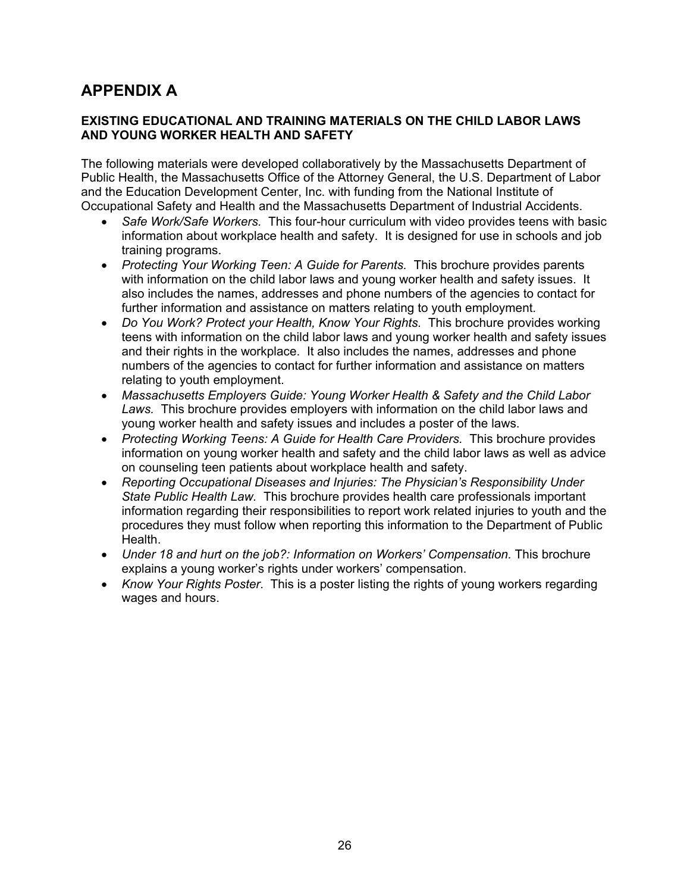# APPENDIX A

**EXISTING EDUCATIONAL AND TRAINING MATERIALS ON THE CHILD LABOR LAWS AND YOUNG WORKER HEALTH AND SAFETY**

The following materials were developed collaboratively by the Massachusetts Department of Public Health, the Massachusetts Office of the Attorney General, the U.S. Department of Labor and the Education Development Center, Inc. with funding from the National Institute of Occupational Safety and Health and the Massachusetts Department of Industrial Accidents.

- *Safe Work/Safe Workers.* This four-hour curriculum with video provides teens with basic information about workplace health and safety. It is designed for use in schools and job training programs.
- *Protecting Your Working Teen: A Guide for Parents.* This brochure provides parents with information on the child labor laws and young worker health and safety issues. It also includes the names, addresses and phone numbers of the agencies to contact for further information and assistance on matters relating to youth employment.
- *Do You Work? Protect your Health, Know Your Rights.* This brochure provides working teens with information on the child labor laws and young worker health and safety issues and their rights in the workplace. It also includes the names, addresses and phone numbers of the agencies to contact for further information and assistance on matters relating to youth employment.
- *Massachusetts Employers Guide: Young Worker Health & Safety and the Child Labor Laws.* This brochure provides employers with information on the child labor laws and young worker health and safety issues and includes a poster of the laws.
- *Protecting Working Teens: A Guide for Health Care Providers.* This brochure provides information on young worker health and safety and the child labor laws as well as advice on counseling teen patients about workplace health and safety.
- *Reporting Occupational Diseases and Injuries: The Physician's Responsibility Under State Public Health Law.* This brochure provides health care professionals important information regarding their responsibilities to report work related injuries to youth and the procedures they must follow when reporting this information to the Department of Public Health.
- *Under 18 and hurt on the job?: Information on Workers' Compensation.* This brochure explains a young worker's rights under workers' compensation.
- *Know Your Rights Poster.* This is a poster listing the rights of young workers regarding wages and hours.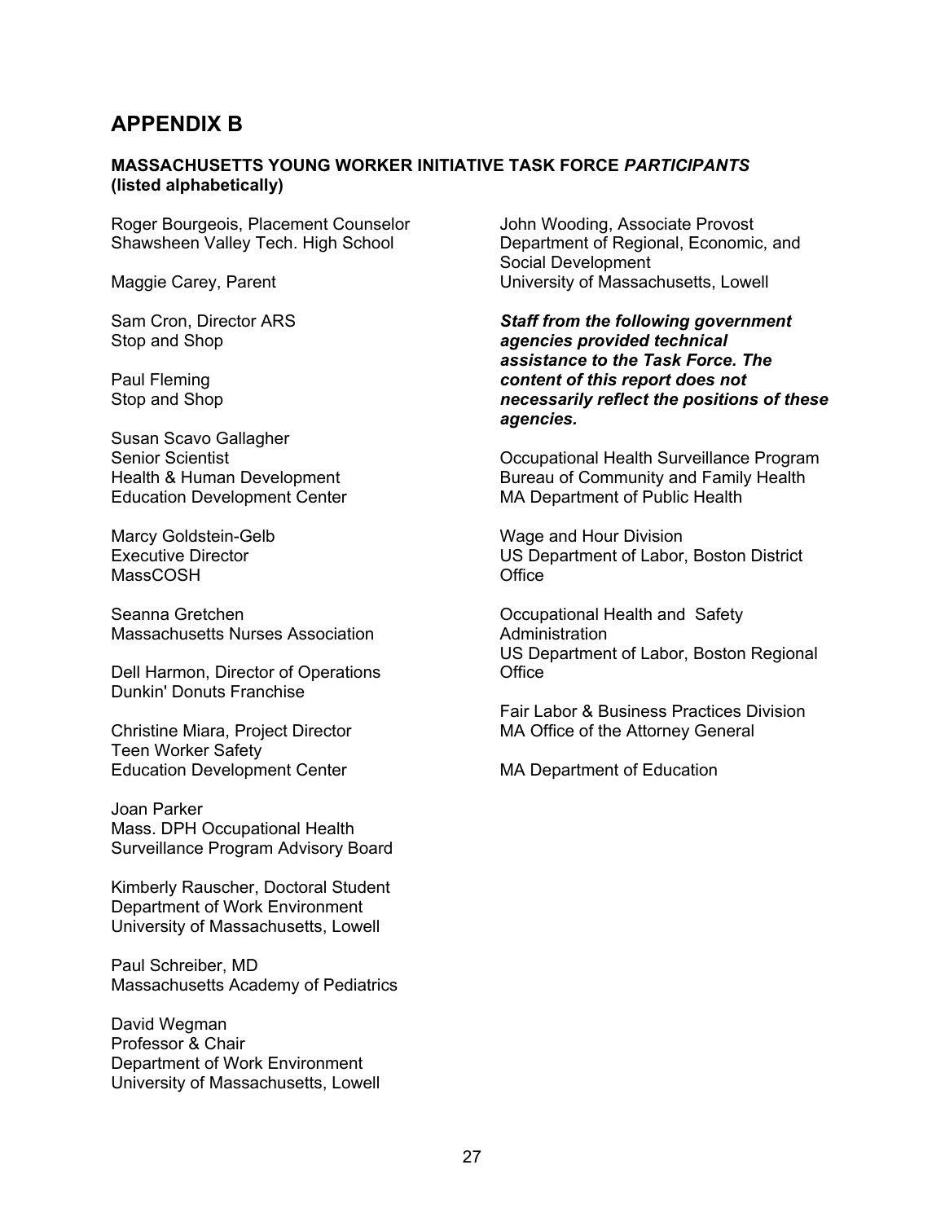# APPENDIX B

**MASSACHUSETTS YOUNG WORKER INITIATIVE TASK FORCE *PARTICIPANTS* (listed alphabetically)**

Roger Bourgeois, Placement Counselor
Shawsheen Valley Tech. High School

Maggie Carey, Parent

Sam Cron, Director ARS
Stop and Shop

Paul Fleming
Stop and Shop

Susan Scavo Gallagher
Senior Scientist
Health & Human Development
Education Development Center

Marcy Goldstein-Gelb
Executive Director
MassCOSH

Seanna Gretchen
Massachusetts Nurses Association

Dell Harmon, Director of Operations
Dunkin' Donuts Franchise

Christine Miara, Project Director
Teen Worker Safety
Education Development Center

Joan Parker
Mass. DPH Occupational Health
Surveillance Program Advisory Board

Kimberly Rauscher, Doctoral Student
Department of Work Environment
University of Massachusetts, Lowell

Paul Schreiber, MD
Massachusetts Academy of Pediatrics

David Wegman
Professor & Chair
Department of Work Environment
University of Massachusetts, Lowell

John Wooding, Associate Provost
Department of Regional, Economic, and Social Development
University of Massachusetts, Lowell

***Staff from the following government agencies provided technical assistance to the Task Force. The content of this report does not necessarily reflect the positions of these agencies.***

Occupational Health Surveillance Program
Bureau of Community and Family Health
MA Department of Public Health

Wage and Hour Division
US Department of Labor, Boston District Office

Occupational Health and Safety Administration
US Department of Labor, Boston Regional Office

Fair Labor & Business Practices Division
MA Office of the Attorney General

MA Department of Education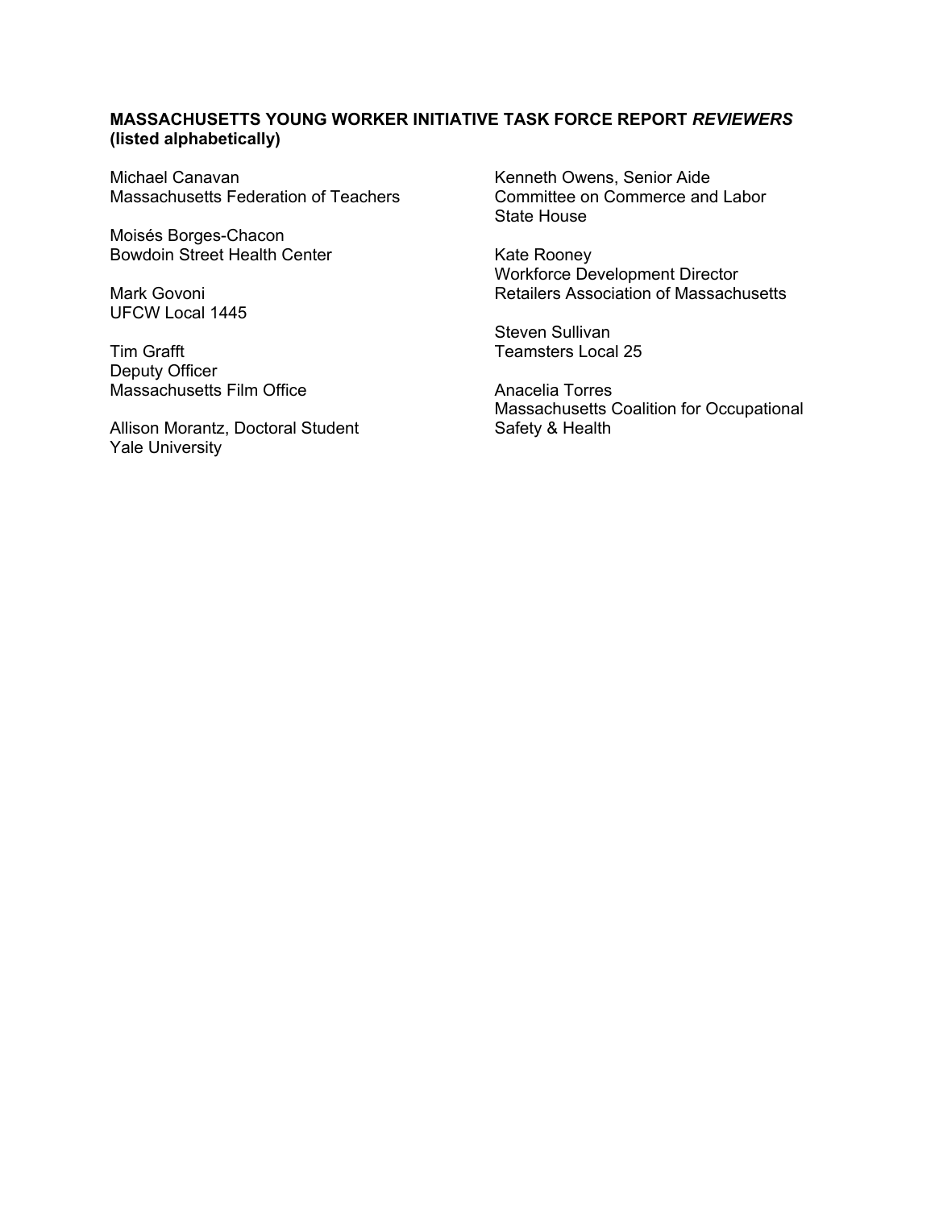**MASSACHUSETTS YOUNG WORKER INITIATIVE TASK FORCE REPORT *REVIEWERS***
**(listed alphabetically)**

Michael Canavan
Massachusetts Federation of Teachers

Moisés Borges-Chacon
Bowdoin Street Health Center

Mark Govoni
UFCW Local 1445

Tim Grafft
Deputy Officer
Massachusetts Film Office

Allison Morantz, Doctoral Student
Yale University

Kenneth Owens, Senior Aide
Committee on Commerce and Labor
State House

Kate Rooney
Workforce Development Director
Retailers Association of Massachusetts

Steven Sullivan
Teamsters Local 25

Anacelia Torres
Massachusetts Coalition for Occupational Safety & Health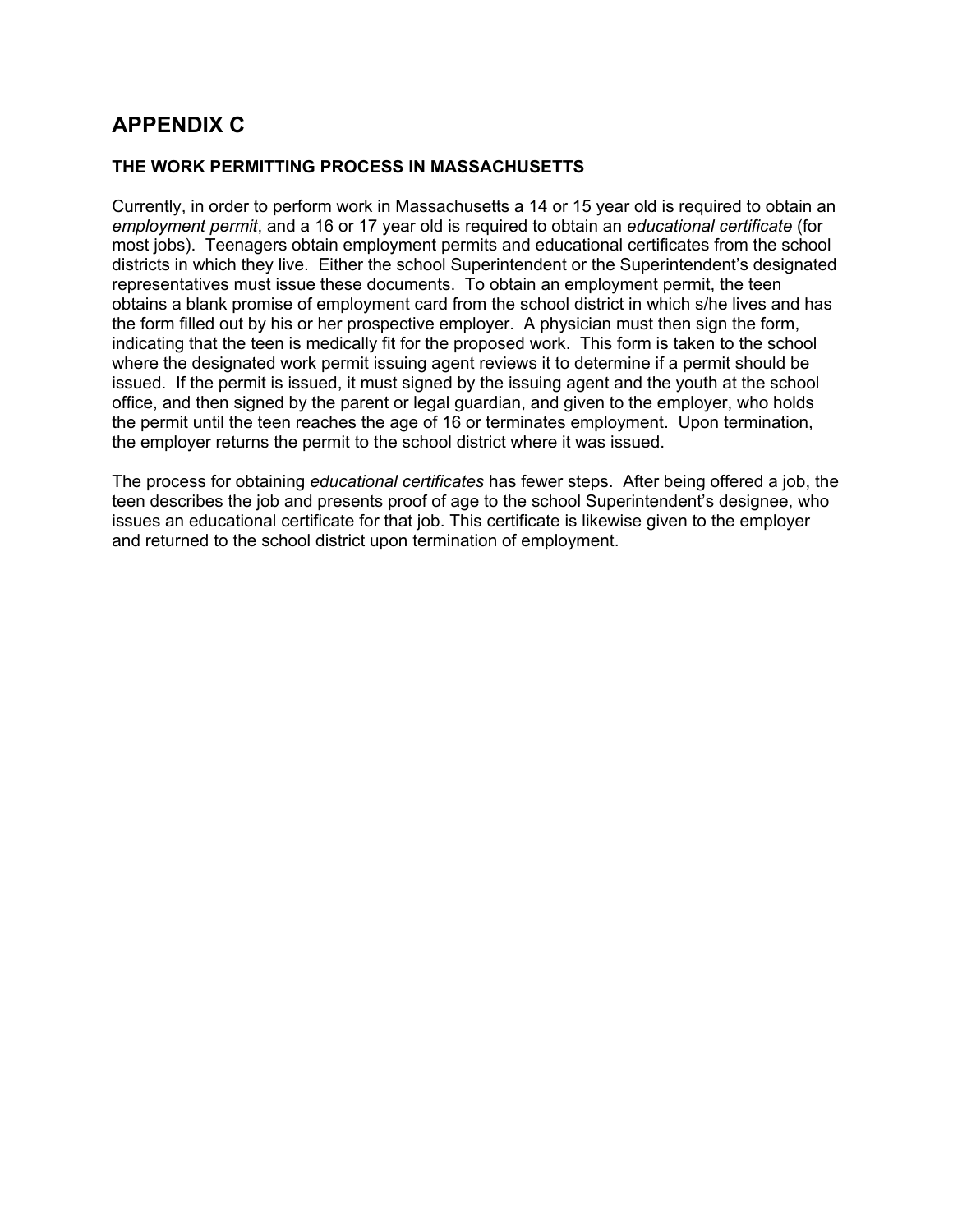# APPENDIX C

### THE WORK PERMITTING PROCESS IN MASSACHUSETTS

Currently, in order to perform work in Massachusetts a 14 or 15 year old is required to obtain an *employment permit*, and a 16 or 17 year old is required to obtain an *educational certificate* (for most jobs). Teenagers obtain employment permits and educational certificates from the school districts in which they live. Either the school Superintendent or the Superintendent's designated representatives must issue these documents. To obtain an employment permit, the teen obtains a blank promise of employment card from the school district in which s/he lives and has the form filled out by his or her prospective employer. A physician must then sign the form, indicating that the teen is medically fit for the proposed work. This form is taken to the school where the designated work permit issuing agent reviews it to determine if a permit should be issued. If the permit is issued, it must signed by the issuing agent and the youth at the school office, and then signed by the parent or legal guardian, and given to the employer, who holds the permit until the teen reaches the age of 16 or terminates employment. Upon termination, the employer returns the permit to the school district where it was issued.

The process for obtaining *educational certificates* has fewer steps. After being offered a job, the teen describes the job and presents proof of age to the school Superintendent's designee, who issues an educational certificate for that job. This certificate is likewise given to the employer and returned to the school district upon termination of employment.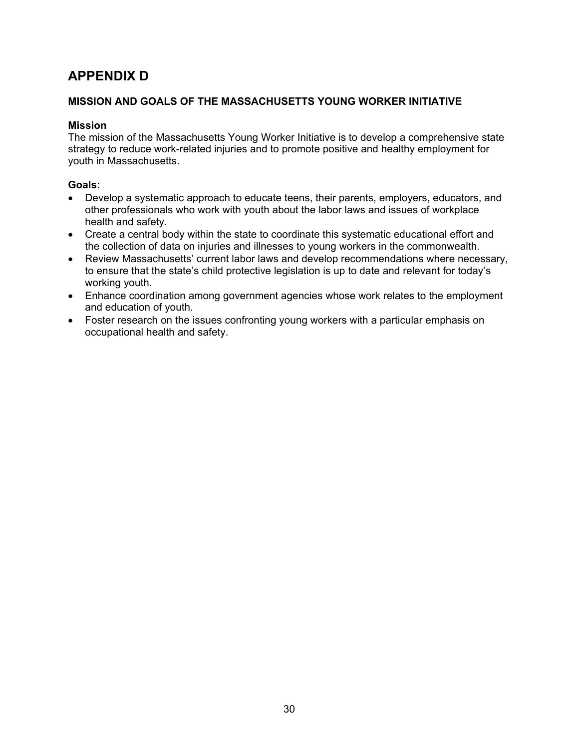# APPENDIX D

### MISSION AND GOALS OF THE MASSACHUSETTS YOUNG WORKER INITIATIVE

**Mission**
The mission of the Massachusetts Young Worker Initiative is to develop a comprehensive state strategy to reduce work-related injuries and to promote positive and healthy employment for youth in Massachusetts.

**Goals:**

- Develop a systematic approach to educate teens, their parents, employers, educators, and other professionals who work with youth about the labor laws and issues of workplace health and safety.
- Create a central body within the state to coordinate this systematic educational effort and the collection of data on injuries and illnesses to young workers in the commonwealth.
- Review Massachusetts' current labor laws and develop recommendations where necessary, to ensure that the state's child protective legislation is up to date and relevant for today's working youth.
- Enhance coordination among government agencies whose work relates to the employment and education of youth.
- Foster research on the issues confronting young workers with a particular emphasis on occupational health and safety.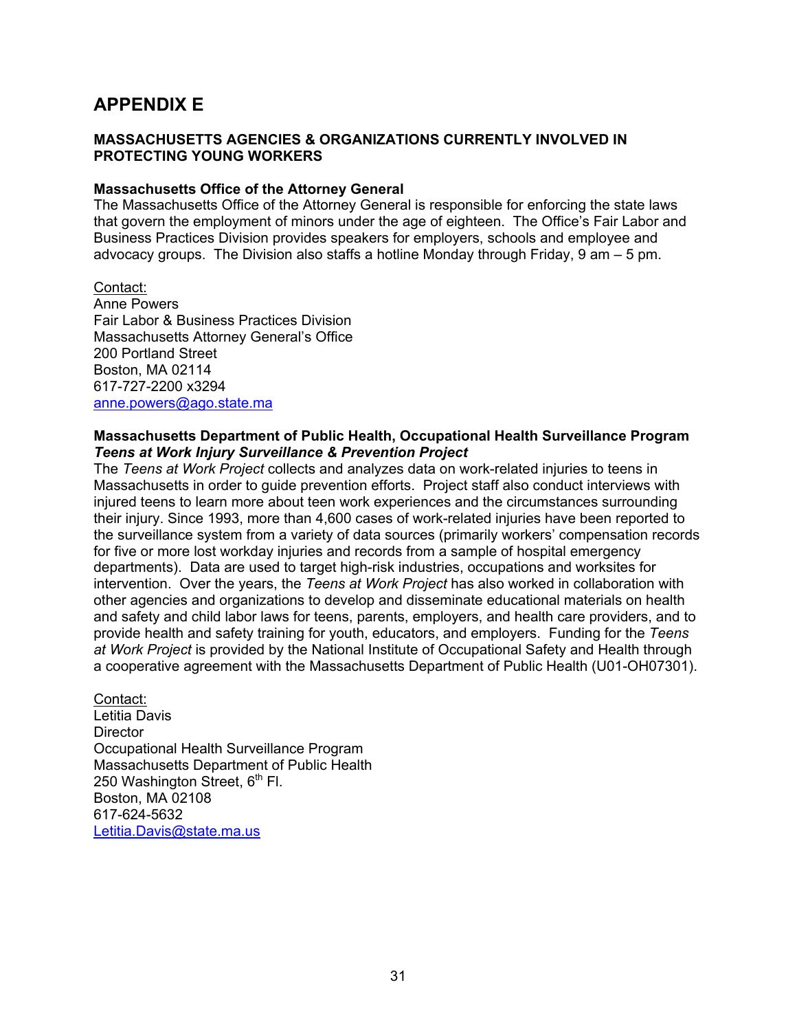# APPENDIX E

## MASSACHUSETTS AGENCIES & ORGANIZATIONS CURRENTLY INVOLVED IN PROTECTING YOUNG WORKERS

### Massachusetts Office of the Attorney General

The Massachusetts Office of the Attorney General is responsible for enforcing the state laws that govern the employment of minors under the age of eighteen. The Office's Fair Labor and Business Practices Division provides speakers for employers, schools and employee and advocacy groups. The Division also staffs a hotline Monday through Friday, 9 am – 5 pm.

Contact:
Anne Powers
Fair Labor & Business Practices Division
Massachusetts Attorney General's Office
200 Portland Street
Boston, MA 02114
617-727-2200 x3294
anne.powers@ago.state.ma

### Massachusetts Department of Public Health, Occupational Health Surveillance Program
***Teens at Work Injury Surveillance & Prevention Project***

The *Teens at Work Project* collects and analyzes data on work-related injuries to teens in Massachusetts in order to guide prevention efforts. Project staff also conduct interviews with injured teens to learn more about teen work experiences and the circumstances surrounding their injury. Since 1993, more than 4,600 cases of work-related injuries have been reported to the surveillance system from a variety of data sources (primarily workers' compensation records for five or more lost workday injuries and records from a sample of hospital emergency departments). Data are used to target high-risk industries, occupations and worksites for intervention. Over the years, the *Teens at Work Project* has also worked in collaboration with other agencies and organizations to develop and disseminate educational materials on health and safety and child labor laws for teens, parents, employers, and health care providers, and to provide health and safety training for youth, educators, and employers. Funding for the *Teens at Work Project* is provided by the National Institute of Occupational Safety and Health through a cooperative agreement with the Massachusetts Department of Public Health (U01-OH07301).

Contact:
Letitia Davis
Director
Occupational Health Surveillance Program
Massachusetts Department of Public Health
250 Washington Street, 6th Fl.
Boston, MA 02108
617-624-5632
Letitia.Davis@state.ma.us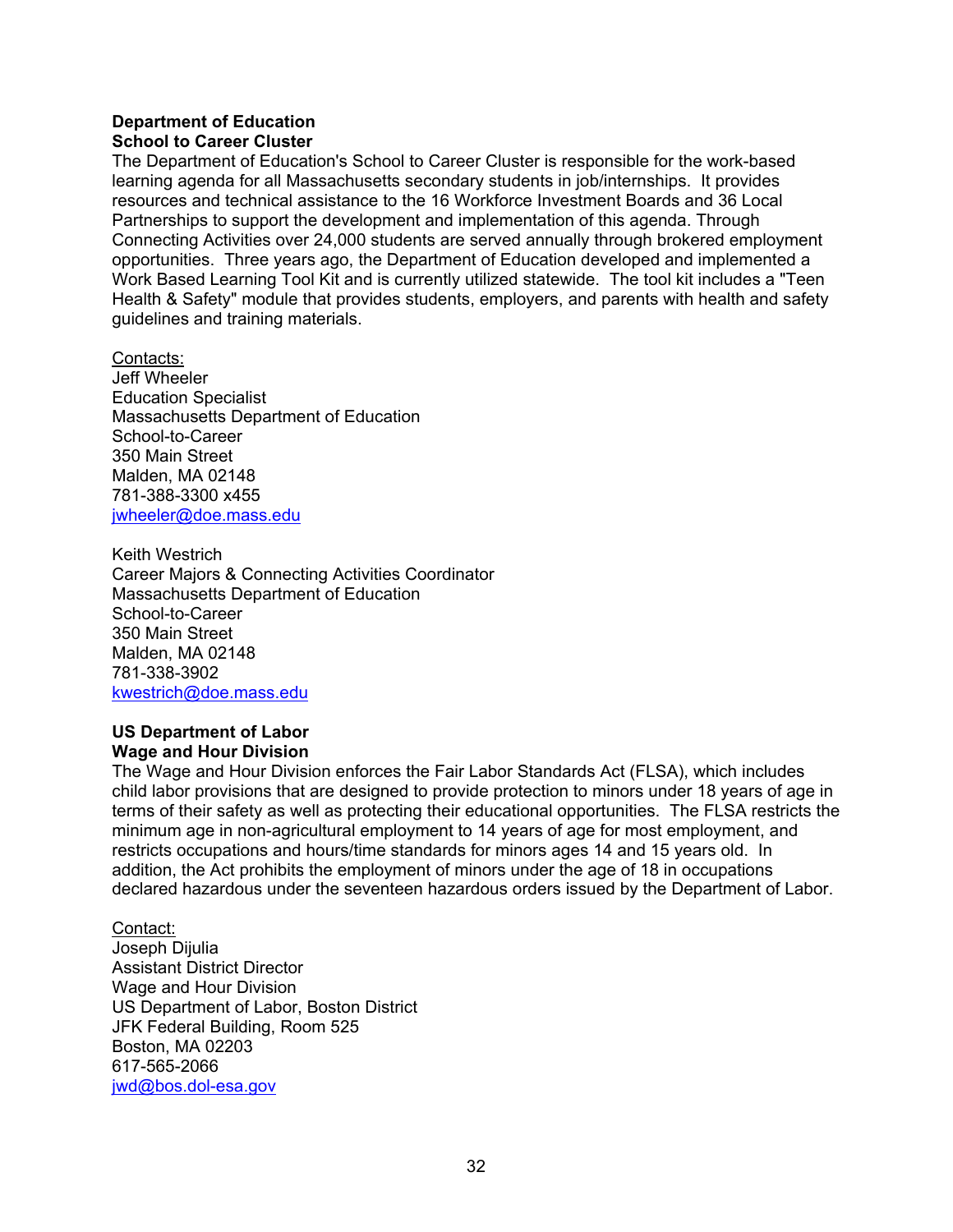**Department of Education**
**School to Career Cluster**

The Department of Education's School to Career Cluster is responsible for the work-based learning agenda for all Massachusetts secondary students in job/internships. It provides resources and technical assistance to the 16 Workforce Investment Boards and 36 Local Partnerships to support the development and implementation of this agenda. Through Connecting Activities over 24,000 students are served annually through brokered employment opportunities. Three years ago, the Department of Education developed and implemented a Work Based Learning Tool Kit and is currently utilized statewide. The tool kit includes a "Teen Health & Safety" module that provides students, employers, and parents with health and safety guidelines and training materials.

<u>Contacts:</u>
Jeff Wheeler
Education Specialist
Massachusetts Department of Education
School-to-Career
350 Main Street
Malden, MA 02148
781-388-3300 x455
jwheeler@doe.mass.edu

Keith Westrich
Career Majors & Connecting Activities Coordinator
Massachusetts Department of Education
School-to-Career
350 Main Street
Malden, MA 02148
781-338-3902
kwestrich@doe.mass.edu

**US Department of Labor**
**Wage and Hour Division**

The Wage and Hour Division enforces the Fair Labor Standards Act (FLSA), which includes child labor provisions that are designed to provide protection to minors under 18 years of age in terms of their safety as well as protecting their educational opportunities. The FLSA restricts the minimum age in non-agricultural employment to 14 years of age for most employment, and restricts occupations and hours/time standards for minors ages 14 and 15 years old. In addition, the Act prohibits the employment of minors under the age of 18 in occupations declared hazardous under the seventeen hazardous orders issued by the Department of Labor.

<u>Contact:</u>
Joseph Dijulia
Assistant District Director
Wage and Hour Division
US Department of Labor, Boston District
JFK Federal Building, Room 525
Boston, MA 02203
617-565-2066
jwd@bos.dol-esa.gov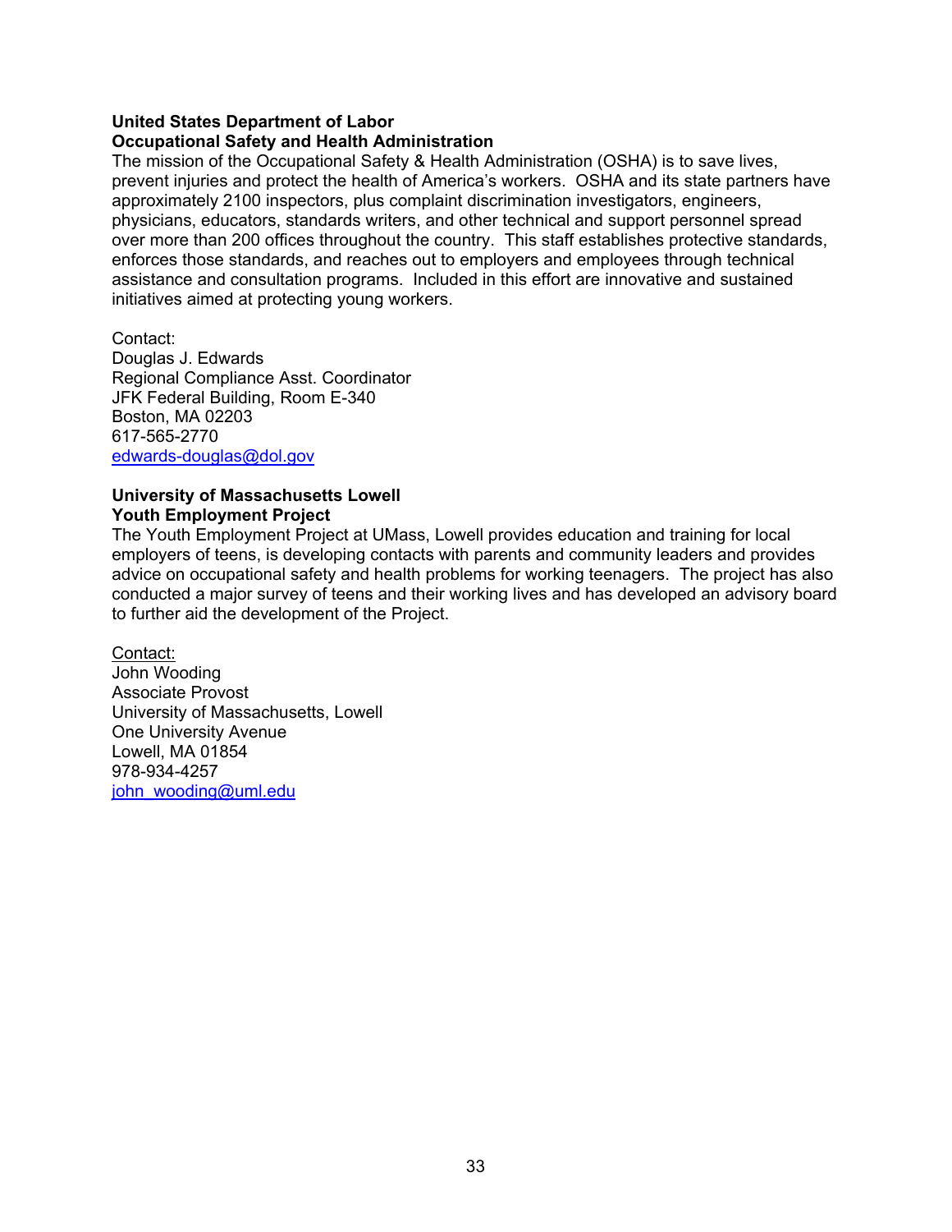**United States Department of Labor**
**Occupational Safety and Health Administration**

The mission of the Occupational Safety & Health Administration (OSHA) is to save lives, prevent injuries and protect the health of America's workers. OSHA and its state partners have approximately 2100 inspectors, plus complaint discrimination investigators, engineers, physicians, educators, standards writers, and other technical and support personnel spread over more than 200 offices throughout the country. This staff establishes protective standards, enforces those standards, and reaches out to employers and employees through technical assistance and consultation programs. Included in this effort are innovative and sustained initiatives aimed at protecting young workers.

Contact:
Douglas J. Edwards
Regional Compliance Asst. Coordinator
JFK Federal Building, Room E-340
Boston, MA 02203
617-565-2770
edwards-douglas@dol.gov

**University of Massachusetts Lowell**
**Youth Employment Project**

The Youth Employment Project at UMass, Lowell provides education and training for local employers of teens, is developing contacts with parents and community leaders and provides advice on occupational safety and health problems for working teenagers. The project has also conducted a major survey of teens and their working lives and has developed an advisory board to further aid the development of the Project.

Contact:
John Wooding
Associate Provost
University of Massachusetts, Lowell
One University Avenue
Lowell, MA 01854
978-934-4257
john_wooding@uml.edu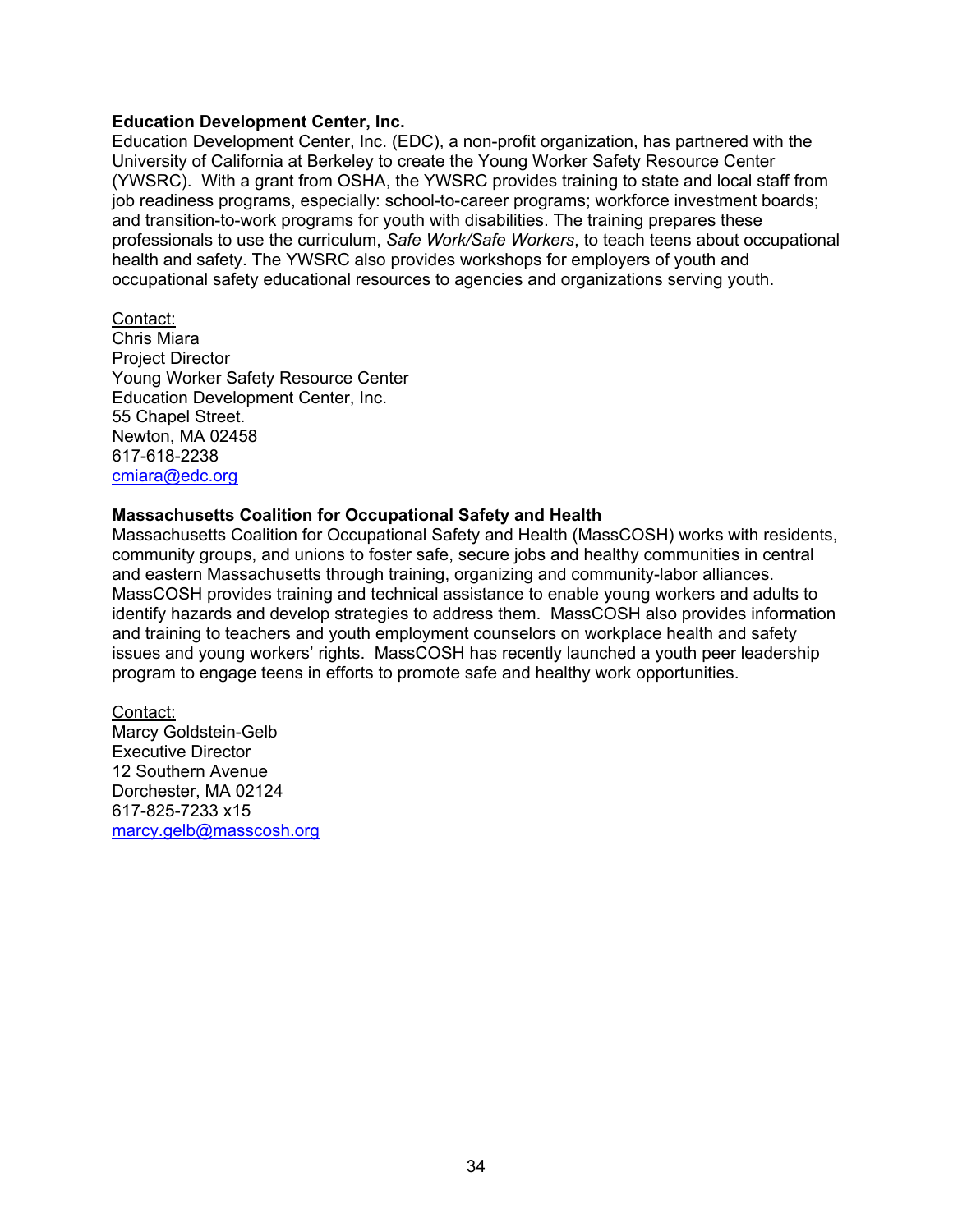**Education Development Center, Inc.**
Education Development Center, Inc. (EDC), a non-profit organization, has partnered with the University of California at Berkeley to create the Young Worker Safety Resource Center (YWSRC). With a grant from OSHA, the YWSRC provides training to state and local staff from job readiness programs, especially: school-to-career programs; workforce investment boards; and transition-to-work programs for youth with disabilities. The training prepares these professionals to use the curriculum, *Safe Work/Safe Workers*, to teach teens about occupational health and safety. The YWSRC also provides workshops for employers of youth and occupational safety educational resources to agencies and organizations serving youth.

Contact:
Chris Miara
Project Director
Young Worker Safety Resource Center
Education Development Center, Inc.
55 Chapel Street.
Newton, MA 02458
617-618-2238
cmiara@edc.org

**Massachusetts Coalition for Occupational Safety and Health**
Massachusetts Coalition for Occupational Safety and Health (MassCOSH) works with residents, community groups, and unions to foster safe, secure jobs and healthy communities in central and eastern Massachusetts through training, organizing and community-labor alliances. MassCOSH provides training and technical assistance to enable young workers and adults to identify hazards and develop strategies to address them. MassCOSH also provides information and training to teachers and youth employment counselors on workplace health and safety issues and young workers' rights. MassCOSH has recently launched a youth peer leadership program to engage teens in efforts to promote safe and healthy work opportunities.

Contact:
Marcy Goldstein-Gelb
Executive Director
12 Southern Avenue
Dorchester, MA 02124
617-825-7233 x15
marcy.gelb@masscosh.org